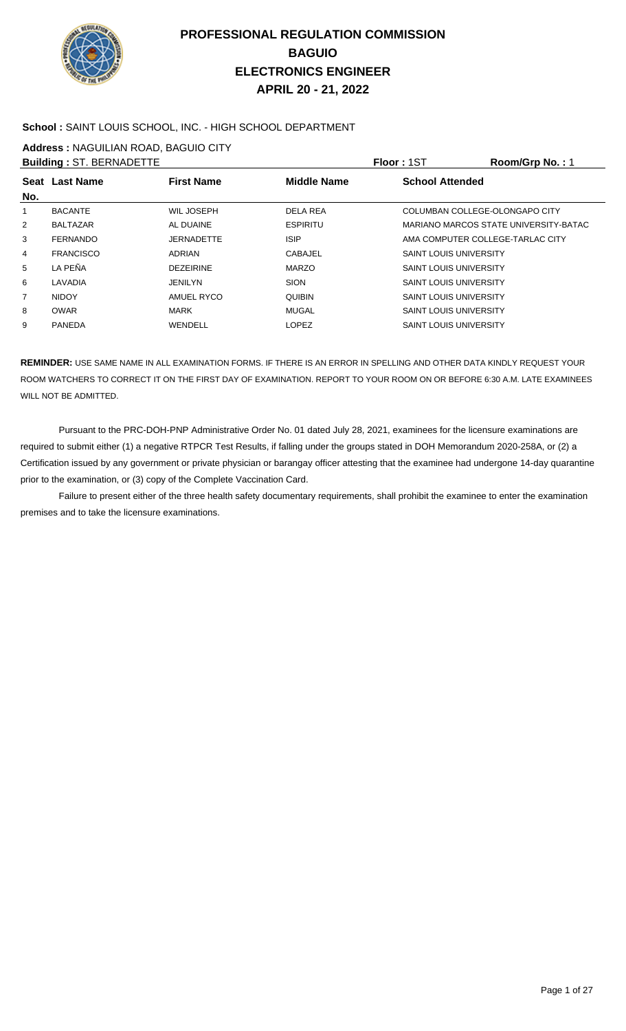# PROFESSIONAL REGULATION COMMISSION
## BAGUIO
## ELECTRONICS ENGINEER
## APRIL 20 - 21, 2022

**School :** SAINT LOUIS SCHOOL, INC. - HIGH SCHOOL DEPARTMENT

**Address :** NAGUILIAN ROAD, BAGUIO CITY

**Building :** ST. BERNADETTE **Floor :** 1ST **Room/Grp No. :** 1

| Seat No. | Last Name | First Name | Middle Name | School Attended |
|---|---|---|---|---|
| 1 | BACANTE | WIL JOSEPH | DELA REA | COLUMBAN COLLEGE-OLONGAPO CITY |
| 2 | BALTAZAR | AL DUAINE | ESPIRITU | MARIANO MARCOS STATE UNIVERSITY-BATAC |
| 3 | FERNANDO | JERNADETTE | ISIP | AMA COMPUTER COLLEGE-TARLAC CITY |
| 4 | FRANCISCO | ADRIAN | CABAJEL | SAINT LOUIS UNIVERSITY |
| 5 | LA PEÑA | DEZEIRINE | MARZO | SAINT LOUIS UNIVERSITY |
| 6 | LAVADIA | JENILYN | SION | SAINT LOUIS UNIVERSITY |
| 7 | NIDOY | AMUEL RYCO | QUIBIN | SAINT LOUIS UNIVERSITY |
| 8 | OWAR | MARK | MUGAL | SAINT LOUIS UNIVERSITY |
| 9 | PANEDA | WENDELL | LOPEZ | SAINT LOUIS UNIVERSITY |

**REMINDER:** USE SAME NAME IN ALL EXAMINATION FORMS. IF THERE IS AN ERROR IN SPELLING AND OTHER DATA KINDLY REQUEST YOUR ROOM WATCHERS TO CORRECT IT ON THE FIRST DAY OF EXAMINATION. REPORT TO YOUR ROOM ON OR BEFORE 6:30 A.M. LATE EXAMINEES WILL NOT BE ADMITTED.

Pursuant to the PRC-DOH-PNP Administrative Order No. 01 dated July 28, 2021, examinees for the licensure examinations are required to submit either (1) a negative RTPCR Test Results, if falling under the groups stated in DOH Memorandum 2020-258A, or (2) a Certification issued by any government or private physician or barangay officer attesting that the examinee had undergone 14-day quarantine prior to the examination, or (3) copy of the Complete Vaccination Card.

Failure to present either of the three health safety documentary requirements, shall prohibit the examinee to enter the examination premises and to take the licensure examinations.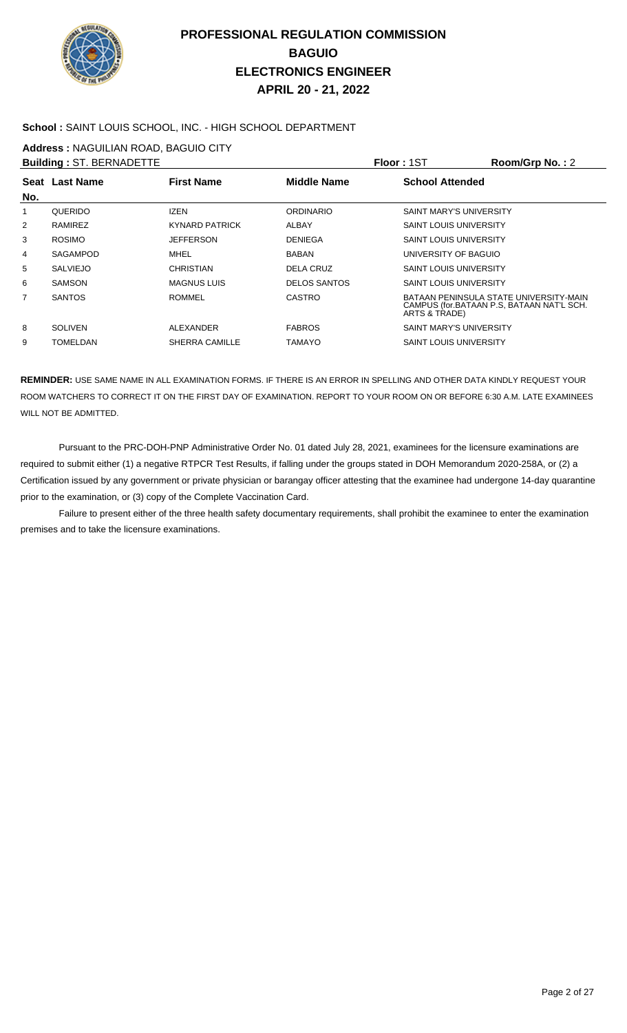# PROFESSIONAL REGULATION COMMISSION
## BAGUIO
## ELECTRONICS ENGINEER
## APRIL 20 - 21, 2022

**School :** SAINT LOUIS SCHOOL, INC. - HIGH SCHOOL DEPARTMENT

**Address :** NAGUILIAN ROAD, BAGUIO CITY

**Building :** ST. BERNADETTE | **Floor :** 1ST | **Room/Grp No. :** 2

| Seat No. | Last Name | First Name | Middle Name | School Attended |
|---|---|---|---|---|
| 1 | QUERIDO | IZEN | ORDINARIO | SAINT MARY'S UNIVERSITY |
| 2 | RAMIREZ | KYNARD PATRICK | ALBAY | SAINT LOUIS UNIVERSITY |
| 3 | ROSIMO | JEFFERSON | DENIEGA | SAINT LOUIS UNIVERSITY |
| 4 | SAGAMPOD | MHEL | BABAN | UNIVERSITY OF BAGUIO |
| 5 | SALVIEJO | CHRISTIAN | DELA CRUZ | SAINT LOUIS UNIVERSITY |
| 6 | SAMSON | MAGNUS LUIS | DELOS SANTOS | SAINT LOUIS UNIVERSITY |
| 7 | SANTOS | ROMMEL | CASTRO | BATAAN PENINSULA STATE UNIVERSITY-MAIN CAMPUS (for.BATAAN P.S, BATAAN NAT'L SCH. ARTS & TRADE) |
| 8 | SOLIVEN | ALEXANDER | FABROS | SAINT MARY'S UNIVERSITY |
| 9 | TOMELDAN | SHERRA CAMILLE | TAMAYO | SAINT LOUIS UNIVERSITY |

**REMINDER:** USE SAME NAME IN ALL EXAMINATION FORMS. IF THERE IS AN ERROR IN SPELLING AND OTHER DATA KINDLY REQUEST YOUR ROOM WATCHERS TO CORRECT IT ON THE FIRST DAY OF EXAMINATION. REPORT TO YOUR ROOM ON OR BEFORE 6:30 A.M. LATE EXAMINEES WILL NOT BE ADMITTED.

Pursuant to the PRC-DOH-PNP Administrative Order No. 01 dated July 28, 2021, examinees for the licensure examinations are required to submit either (1) a negative RTPCR Test Results, if falling under the groups stated in DOH Memorandum 2020-258A, or (2) a Certification issued by any government or private physician or barangay officer attesting that the examinee had undergone 14-day quarantine prior to the examination, or (3) copy of the Complete Vaccination Card.

Failure to present either of the three health safety documentary requirements, shall prohibit the examinee to enter the examination premises and to take the licensure examinations.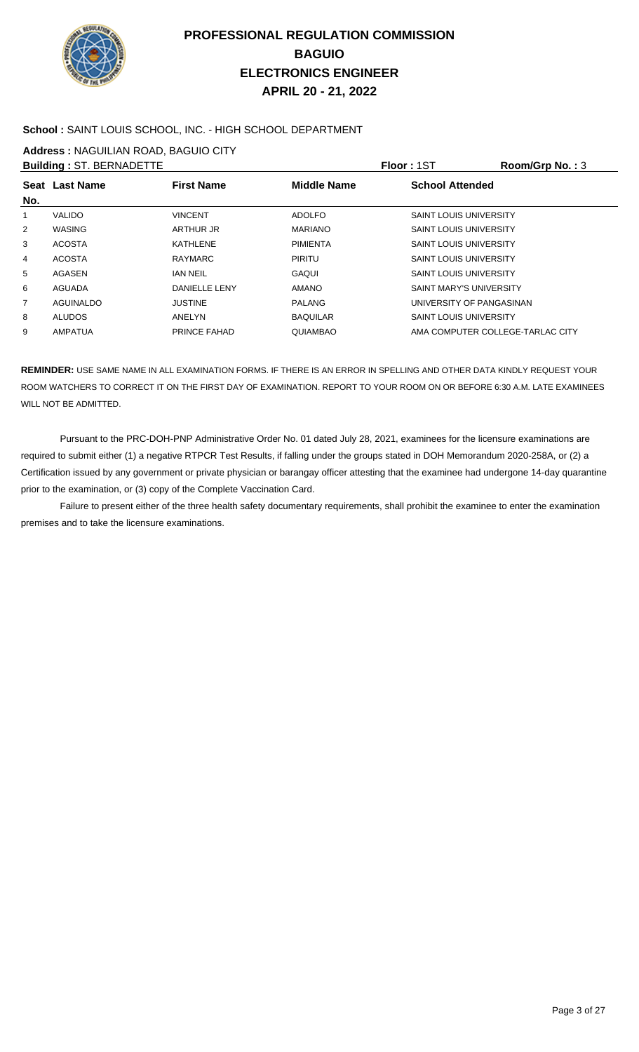# PROFESSIONAL REGULATION COMMISSION
## BAGUIO
## ELECTRONICS ENGINEER
## APRIL 20 - 21, 2022

**School :** SAINT LOUIS SCHOOL, INC. - HIGH SCHOOL DEPARTMENT

**Address :** NAGUILIAN ROAD, BAGUIO CITY

**Building :** ST. BERNADETTE **Floor :** 1ST **Room/Grp No. :** 3

| Seat No. | Last Name | First Name | Middle Name | School Attended |
|---|---|---|---|---|
| 1 | VALIDO | VINCENT | ADOLFO | SAINT LOUIS UNIVERSITY |
| 2 | WASING | ARTHUR JR | MARIANO | SAINT LOUIS UNIVERSITY |
| 3 | ACOSTA | KATHLENE | PIMIENTA | SAINT LOUIS UNIVERSITY |
| 4 | ACOSTA | RAYMARC | PIRITU | SAINT LOUIS UNIVERSITY |
| 5 | AGASEN | IAN NEIL | GAQUI | SAINT LOUIS UNIVERSITY |
| 6 | AGUADA | DANIELLE LENY | AMANO | SAINT MARY'S UNIVERSITY |
| 7 | AGUINALDO | JUSTINE | PALANG | UNIVERSITY OF PANGASINAN |
| 8 | ALUDOS | ANELYN | BAQUILAR | SAINT LOUIS UNIVERSITY |
| 9 | AMPATUA | PRINCE FAHAD | QUIAMBAO | AMA COMPUTER COLLEGE-TARLAC CITY |

**REMINDER:** USE SAME NAME IN ALL EXAMINATION FORMS. IF THERE IS AN ERROR IN SPELLING AND OTHER DATA KINDLY REQUEST YOUR ROOM WATCHERS TO CORRECT IT ON THE FIRST DAY OF EXAMINATION. REPORT TO YOUR ROOM ON OR BEFORE 6:30 A.M. LATE EXAMINEES WILL NOT BE ADMITTED.

Pursuant to the PRC-DOH-PNP Administrative Order No. 01 dated July 28, 2021, examinees for the licensure examinations are required to submit either (1) a negative RTPCR Test Results, if falling under the groups stated in DOH Memorandum 2020-258A, or (2) a Certification issued by any government or private physician or barangay officer attesting that the examinee had undergone 14-day quarantine prior to the examination, or (3) copy of the Complete Vaccination Card.

Failure to present either of the three health safety documentary requirements, shall prohibit the examinee to enter the examination premises and to take the licensure examinations.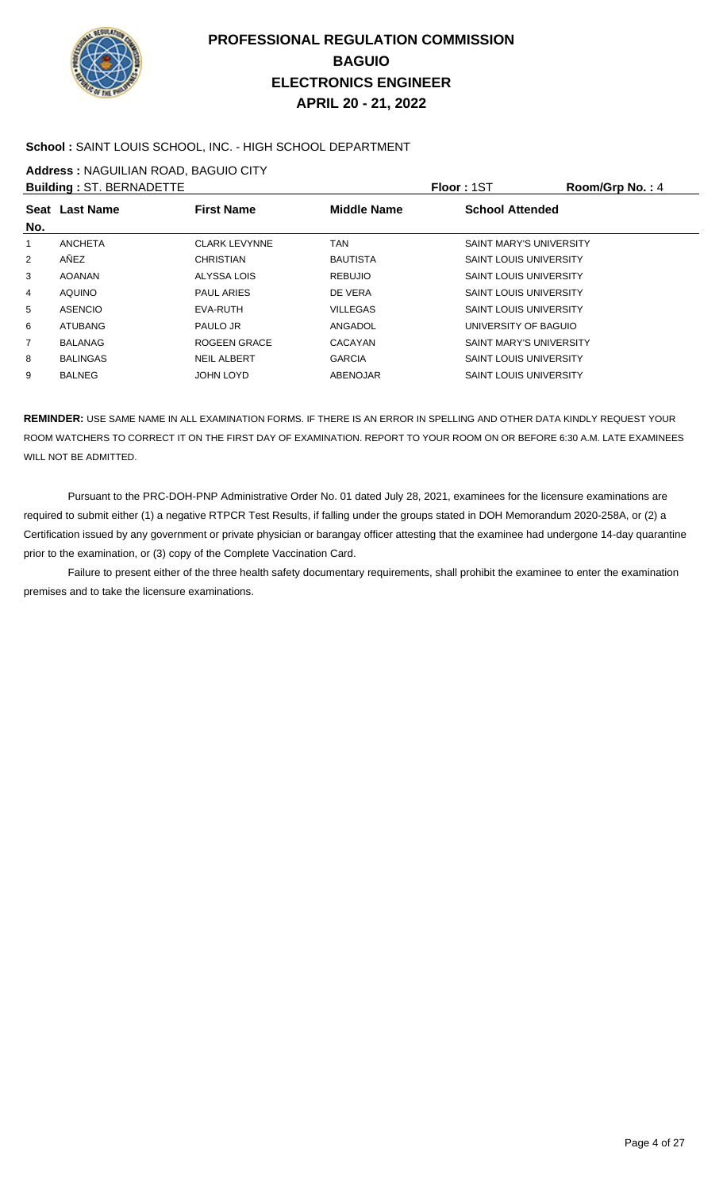# PROFESSIONAL REGULATION COMMISSION
## BAGUIO
## ELECTRONICS ENGINEER
## APRIL 20 - 21, 2022

**School :** SAINT LOUIS SCHOOL, INC. - HIGH SCHOOL DEPARTMENT

**Address :** NAGUILIAN ROAD, BAGUIO CITY

**Building :** ST. BERNADETTE **Floor :** 1ST **Room/Grp No. :** 4

| Seat No. | Last Name | First Name | Middle Name | School Attended |
|---|---|---|---|---|
| 1 | ANCHETA | CLARK LEVYNNE | TAN | SAINT MARY'S UNIVERSITY |
| 2 | AÑEZ | CHRISTIAN | BAUTISTA | SAINT LOUIS UNIVERSITY |
| 3 | AOANAN | ALYSSA LOIS | REBUJIO | SAINT LOUIS UNIVERSITY |
| 4 | AQUINO | PAUL ARIES | DE VERA | SAINT LOUIS UNIVERSITY |
| 5 | ASENCIO | EVA-RUTH | VILLEGAS | SAINT LOUIS UNIVERSITY |
| 6 | ATUBANG | PAULO JR | ANGADOL | UNIVERSITY OF BAGUIO |
| 7 | BALANAG | ROGEEN GRACE | CACAYAN | SAINT MARY'S UNIVERSITY |
| 8 | BALINGAS | NEIL ALBERT | GARCIA | SAINT LOUIS UNIVERSITY |
| 9 | BALNEG | JOHN LOYD | ABENOJAR | SAINT LOUIS UNIVERSITY |

**REMINDER:** USE SAME NAME IN ALL EXAMINATION FORMS. IF THERE IS AN ERROR IN SPELLING AND OTHER DATA KINDLY REQUEST YOUR ROOM WATCHERS TO CORRECT IT ON THE FIRST DAY OF EXAMINATION. REPORT TO YOUR ROOM ON OR BEFORE 6:30 A.M. LATE EXAMINEES WILL NOT BE ADMITTED.

Pursuant to the PRC-DOH-PNP Administrative Order No. 01 dated July 28, 2021, examinees for the licensure examinations are required to submit either (1) a negative RTPCR Test Results, if falling under the groups stated in DOH Memorandum 2020-258A, or (2) a Certification issued by any government or private physician or barangay officer attesting that the examinee had undergone 14-day quarantine prior to the examination, or (3) copy of the Complete Vaccination Card.

Failure to present either of the three health safety documentary requirements, shall prohibit the examinee to enter the examination premises and to take the licensure examinations.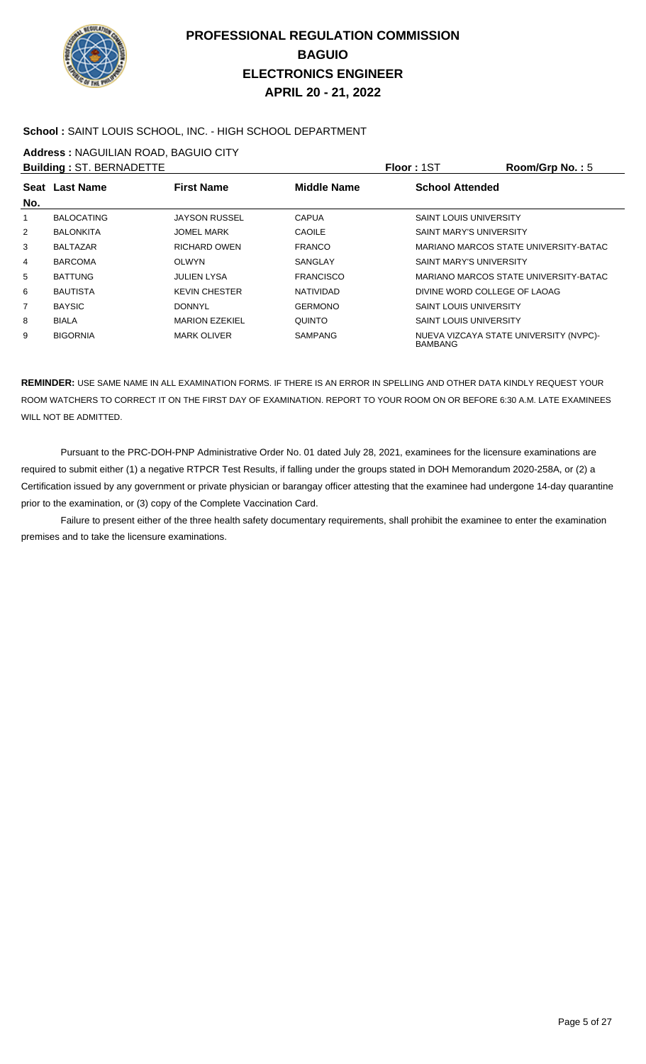# PROFESSIONAL REGULATION COMMISSION
## BAGUIO
## ELECTRONICS ENGINEER
## APRIL 20 - 21, 2022

**School :** SAINT LOUIS SCHOOL, INC. - HIGH SCHOOL DEPARTMENT

**Address :** NAGUILIAN ROAD, BAGUIO CITY

**Building :** ST. BERNADETTE **Floor :** 1ST **Room/Grp No. :** 5

| Seat No. | Last Name | First Name | Middle Name | School Attended |
|---|---|---|---|---|
| 1 | BALOCATING | JAYSON RUSSEL | CAPUA | SAINT LOUIS UNIVERSITY |
| 2 | BALONKITA | JOMEL MARK | CAOILE | SAINT MARY'S UNIVERSITY |
| 3 | BALTAZAR | RICHARD OWEN | FRANCO | MARIANO MARCOS STATE UNIVERSITY-BATAC |
| 4 | BARCOMA | OLWYN | SANGLAY | SAINT MARY'S UNIVERSITY |
| 5 | BATTUNG | JULIEN LYSA | FRANCISCO | MARIANO MARCOS STATE UNIVERSITY-BATAC |
| 6 | BAUTISTA | KEVIN CHESTER | NATIVIDAD | DIVINE WORD COLLEGE OF LAOAG |
| 7 | BAYSIC | DONNYL | GERMONO | SAINT LOUIS UNIVERSITY |
| 8 | BIALA | MARION EZEKIEL | QUINTO | SAINT LOUIS UNIVERSITY |
| 9 | BIGORNIA | MARK OLIVER | SAMPANG | NUEVA VIZCAYA STATE UNIVERSITY (NVPC)-BAMBANG |

**REMINDER:** USE SAME NAME IN ALL EXAMINATION FORMS. IF THERE IS AN ERROR IN SPELLING AND OTHER DATA KINDLY REQUEST YOUR ROOM WATCHERS TO CORRECT IT ON THE FIRST DAY OF EXAMINATION. REPORT TO YOUR ROOM ON OR BEFORE 6:30 A.M. LATE EXAMINEES WILL NOT BE ADMITTED.

Pursuant to the PRC-DOH-PNP Administrative Order No. 01 dated July 28, 2021, examinees for the licensure examinations are required to submit either (1) a negative RTPCR Test Results, if falling under the groups stated in DOH Memorandum 2020-258A, or (2) a Certification issued by any government or private physician or barangay officer attesting that the examinee had undergone 14-day quarantine prior to the examination, or (3) copy of the Complete Vaccination Card.

Failure to present either of the three health safety documentary requirements, shall prohibit the examinee to enter the examination premises and to take the licensure examinations.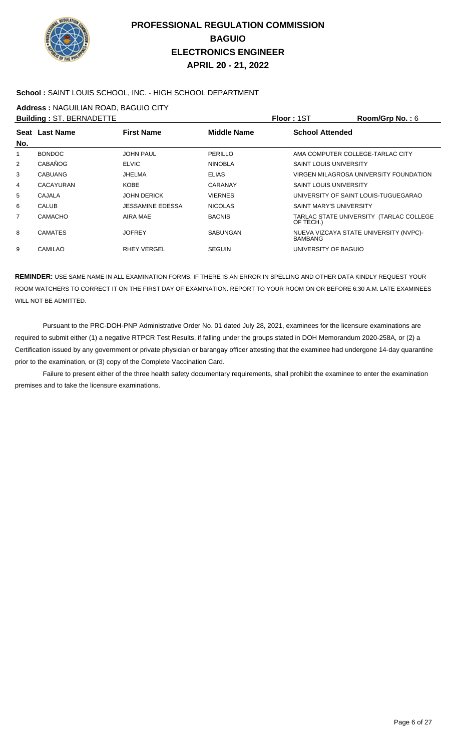# PROFESSIONAL REGULATION COMMISSION
## BAGUIO
## ELECTRONICS ENGINEER
## APRIL 20 - 21, 2022

**School :** SAINT LOUIS SCHOOL, INC. - HIGH SCHOOL DEPARTMENT

**Address :** NAGUILIAN ROAD, BAGUIO CITY

**Building :** ST. BERNADETTE **Floor :** 1ST **Room/Grp No. :** 6

| Seat No. | Last Name | First Name | Middle Name | School Attended |
|---|---|---|---|---|
| 1 | BONDOC | JOHN PAUL | PERILLO | AMA COMPUTER COLLEGE-TARLAC CITY |
| 2 | CABAÑOG | ELVIC | NINOBLA | SAINT LOUIS UNIVERSITY |
| 3 | CABUANG | JHELMA | ELIAS | VIRGEN MILAGROSA UNIVERSITY FOUNDATION |
| 4 | CACAYURAN | KOBE | CARANAY | SAINT LOUIS UNIVERSITY |
| 5 | CAJALA | JOHN DERICK | VIERNES | UNIVERSITY OF SAINT LOUIS-TUGUEGARAO |
| 6 | CALUB | JESSAMINE EDESSA | NICOLAS | SAINT MARY'S UNIVERSITY |
| 7 | CAMACHO | AIRA MAE | BACNIS | TARLAC STATE UNIVERSITY (TARLAC COLLEGE OF TECH.) |
| 8 | CAMATES | JOFREY | SABUNGAN | NUEVA VIZCAYA STATE UNIVERSITY (NVPC)-BAMBANG |
| 9 | CAMILAO | RHEY VERGEL | SEGUIN | UNIVERSITY OF BAGUIO |

**REMINDER:** USE SAME NAME IN ALL EXAMINATION FORMS. IF THERE IS AN ERROR IN SPELLING AND OTHER DATA KINDLY REQUEST YOUR ROOM WATCHERS TO CORRECT IT ON THE FIRST DAY OF EXAMINATION. REPORT TO YOUR ROOM ON OR BEFORE 6:30 A.M. LATE EXAMINEES WILL NOT BE ADMITTED.

Pursuant to the PRC-DOH-PNP Administrative Order No. 01 dated July 28, 2021, examinees for the licensure examinations are required to submit either (1) a negative RTPCR Test Results, if falling under the groups stated in DOH Memorandum 2020-258A, or (2) a Certification issued by any government or private physician or barangay officer attesting that the examinee had undergone 14-day quarantine prior to the examination, or (3) copy of the Complete Vaccination Card.

Failure to present either of the three health safety documentary requirements, shall prohibit the examinee to enter the examination premises and to take the licensure examinations.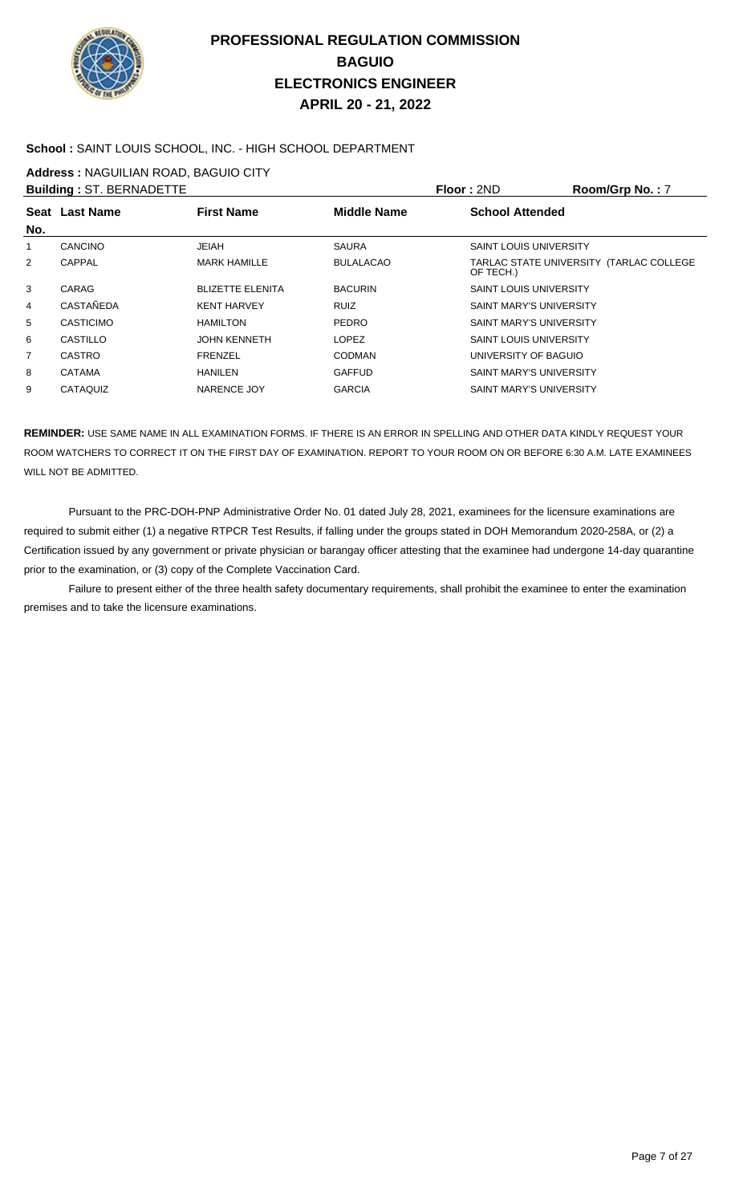# PROFESSIONAL REGULATION COMMISSION
## BAGUIO
## ELECTRONICS ENGINEER
## APRIL 20 - 21, 2022

**School :** SAINT LOUIS SCHOOL, INC. - HIGH SCHOOL DEPARTMENT

**Address :** NAGUILIAN ROAD, BAGUIO CITY

**Building :** ST. BERNADETTE **Floor :** 2ND **Room/Grp No. :** 7

| Seat No. | Last Name | First Name | Middle Name | School Attended |
|---|---|---|---|---|
| 1 | CANCINO | JEIAH | SAURA | SAINT LOUIS UNIVERSITY |
| 2 | CAPPAL | MARK HAMILLE | BULALACAO | TARLAC STATE UNIVERSITY (TARLAC COLLEGE OF TECH.) |
| 3 | CARAG | BLIZETTE ELENITA | BACURIN | SAINT LOUIS UNIVERSITY |
| 4 | CASTAÑEDA | KENT HARVEY | RUIZ | SAINT MARY'S UNIVERSITY |
| 5 | CASTICIMO | HAMILTON | PEDRO | SAINT MARY'S UNIVERSITY |
| 6 | CASTILLO | JOHN KENNETH | LOPEZ | SAINT LOUIS UNIVERSITY |
| 7 | CASTRO | FRENZEL | CODMAN | UNIVERSITY OF BAGUIO |
| 8 | CATAMA | HANILEN | GAFFUD | SAINT MARY'S UNIVERSITY |
| 9 | CATAQUIZ | NARENCE JOY | GARCIA | SAINT MARY'S UNIVERSITY |

**REMINDER:** USE SAME NAME IN ALL EXAMINATION FORMS. IF THERE IS AN ERROR IN SPELLING AND OTHER DATA KINDLY REQUEST YOUR ROOM WATCHERS TO CORRECT IT ON THE FIRST DAY OF EXAMINATION. REPORT TO YOUR ROOM ON OR BEFORE 6:30 A.M. LATE EXAMINEES WILL NOT BE ADMITTED.

Pursuant to the PRC-DOH-PNP Administrative Order No. 01 dated July 28, 2021, examinees for the licensure examinations are required to submit either (1) a negative RTPCR Test Results, if falling under the groups stated in DOH Memorandum 2020-258A, or (2) a Certification issued by any government or private physician or barangay officer attesting that the examinee had undergone 14-day quarantine prior to the examination, or (3) copy of the Complete Vaccination Card.

Failure to present either of the three health safety documentary requirements, shall prohibit the examinee to enter the examination premises and to take the licensure examinations.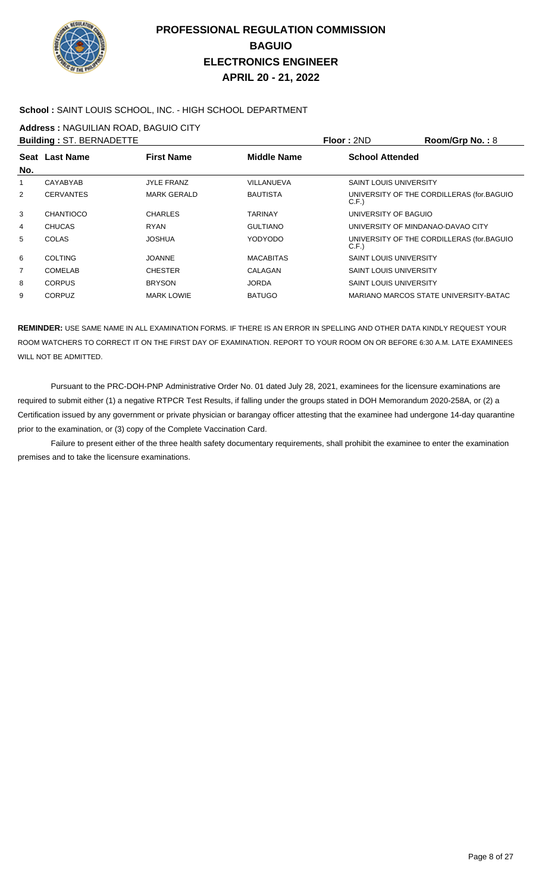# PROFESSIONAL REGULATION COMMISSION
## BAGUIO
## ELECTRONICS ENGINEER
## APRIL 20 - 21, 2022

**School :** SAINT LOUIS SCHOOL, INC. - HIGH SCHOOL DEPARTMENT

**Address :** NAGUILIAN ROAD, BAGUIO CITY

**Building :** ST. BERNADETTE **Floor :** 2ND **Room/Grp No. :** 8

| Seat No. | Last Name | First Name | Middle Name | School Attended |
|---|---|---|---|---|
| 1 | CAYABYAB | JYLE FRANZ | VILLANUEVA | SAINT LOUIS UNIVERSITY |
| 2 | CERVANTES | MARK GERALD | BAUTISTA | UNIVERSITY OF THE CORDILLERAS (for.BAGUIO C.F.) |
| 3 | CHANTIOCO | CHARLES | TARINAY | UNIVERSITY OF BAGUIO |
| 4 | CHUCAS | RYAN | GULTIANO | UNIVERSITY OF MINDANAO-DAVAO CITY |
| 5 | COLAS | JOSHUA | YODYODO | UNIVERSITY OF THE CORDILLERAS (for.BAGUIO C.F.) |
| 6 | COLTING | JOANNE | MACABITAS | SAINT LOUIS UNIVERSITY |
| 7 | COMELAB | CHESTER | CALAGAN | SAINT LOUIS UNIVERSITY |
| 8 | CORPUS | BRYSON | JORDA | SAINT LOUIS UNIVERSITY |
| 9 | CORPUZ | MARK LOWIE | BATUGO | MARIANO MARCOS STATE UNIVERSITY-BATAC |

**REMINDER:** USE SAME NAME IN ALL EXAMINATION FORMS. IF THERE IS AN ERROR IN SPELLING AND OTHER DATA KINDLY REQUEST YOUR ROOM WATCHERS TO CORRECT IT ON THE FIRST DAY OF EXAMINATION. REPORT TO YOUR ROOM ON OR BEFORE 6:30 A.M. LATE EXAMINEES WILL NOT BE ADMITTED.

Pursuant to the PRC-DOH-PNP Administrative Order No. 01 dated July 28, 2021, examinees for the licensure examinations are required to submit either (1) a negative RTPCR Test Results, if falling under the groups stated in DOH Memorandum 2020-258A, or (2) a Certification issued by any government or private physician or barangay officer attesting that the examinee had undergone 14-day quarantine prior to the examination, or (3) copy of the Complete Vaccination Card.

Failure to present either of the three health safety documentary requirements, shall prohibit the examinee to enter the examination premises and to take the licensure examinations.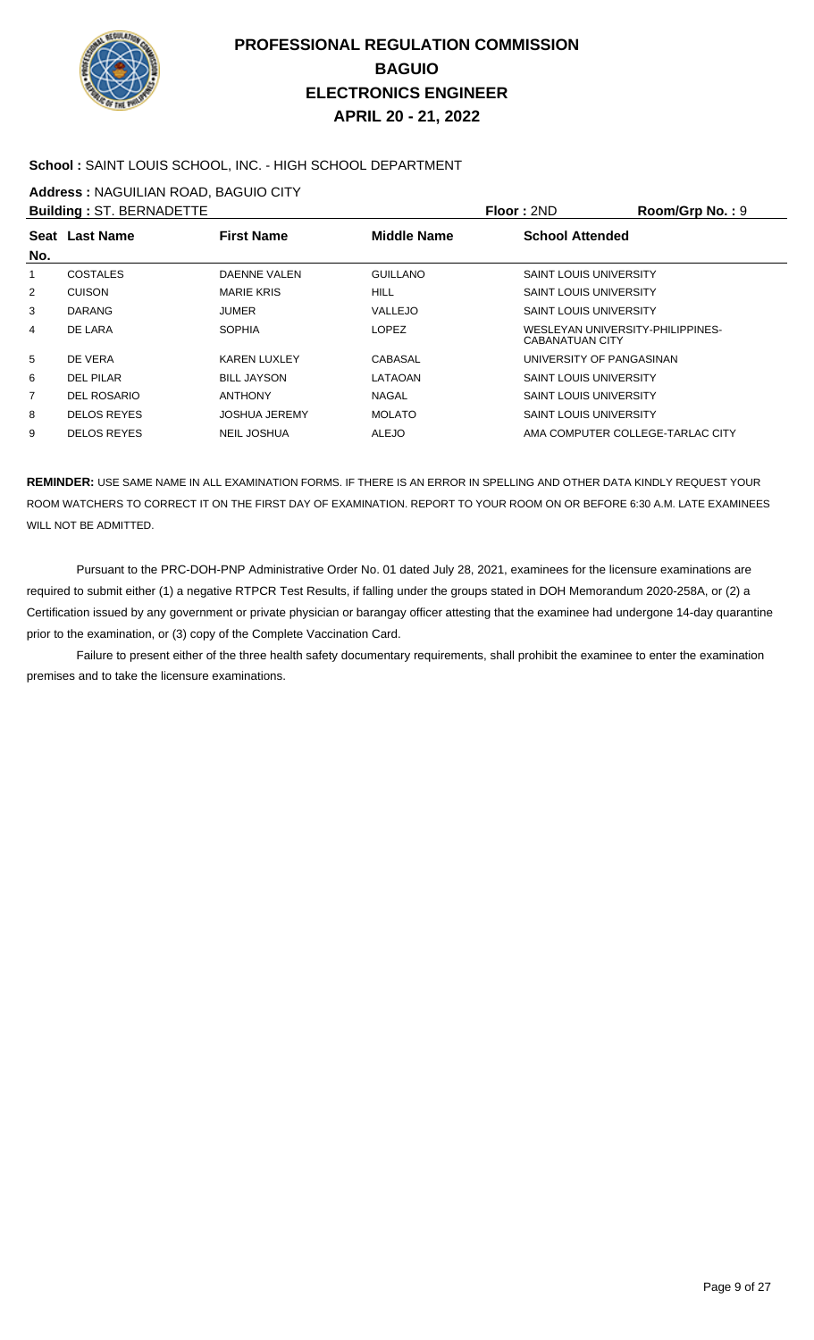# PROFESSIONAL REGULATION COMMISSION
## BAGUIO
## ELECTRONICS ENGINEER
## APRIL 20 - 21, 2022

**School :** SAINT LOUIS SCHOOL, INC. - HIGH SCHOOL DEPARTMENT

**Address :** NAGUILIAN ROAD, BAGUIO CITY

**Building :** ST. BERNADETTE **Floor :** 2ND **Room/Grp No. :** 9

| Seat No. | Last Name | First Name | Middle Name | School Attended |
|---|---|---|---|---|
| 1 | COSTALES | DAENNE VALEN | GUILLANO | SAINT LOUIS UNIVERSITY |
| 2 | CUISON | MARIE KRIS | HILL | SAINT LOUIS UNIVERSITY |
| 3 | DARANG | JUMER | VALLEJO | SAINT LOUIS UNIVERSITY |
| 4 | DE LARA | SOPHIA | LOPEZ | WESLEYAN UNIVERSITY-PHILIPPINES-CABANATUAN CITY |
| 5 | DE VERA | KAREN LUXLEY | CABASAL | UNIVERSITY OF PANGASINAN |
| 6 | DEL PILAR | BILL JAYSON | LATAOAN | SAINT LOUIS UNIVERSITY |
| 7 | DEL ROSARIO | ANTHONY | NAGAL | SAINT LOUIS UNIVERSITY |
| 8 | DELOS REYES | JOSHUA JEREMY | MOLATO | SAINT LOUIS UNIVERSITY |
| 9 | DELOS REYES | NEIL JOSHUA | ALEJO | AMA COMPUTER COLLEGE-TARLAC CITY |

**REMINDER:** USE SAME NAME IN ALL EXAMINATION FORMS. IF THERE IS AN ERROR IN SPELLING AND OTHER DATA KINDLY REQUEST YOUR ROOM WATCHERS TO CORRECT IT ON THE FIRST DAY OF EXAMINATION. REPORT TO YOUR ROOM ON OR BEFORE 6:30 A.M. LATE EXAMINEES WILL NOT BE ADMITTED.

Pursuant to the PRC-DOH-PNP Administrative Order No. 01 dated July 28, 2021, examinees for the licensure examinations are required to submit either (1) a negative RTPCR Test Results, if falling under the groups stated in DOH Memorandum 2020-258A, or (2) a Certification issued by any government or private physician or barangay officer attesting that the examinee had undergone 14-day quarantine prior to the examination, or (3) copy of the Complete Vaccination Card.

Failure to present either of the three health safety documentary requirements, shall prohibit the examinee to enter the examination premises and to take the licensure examinations.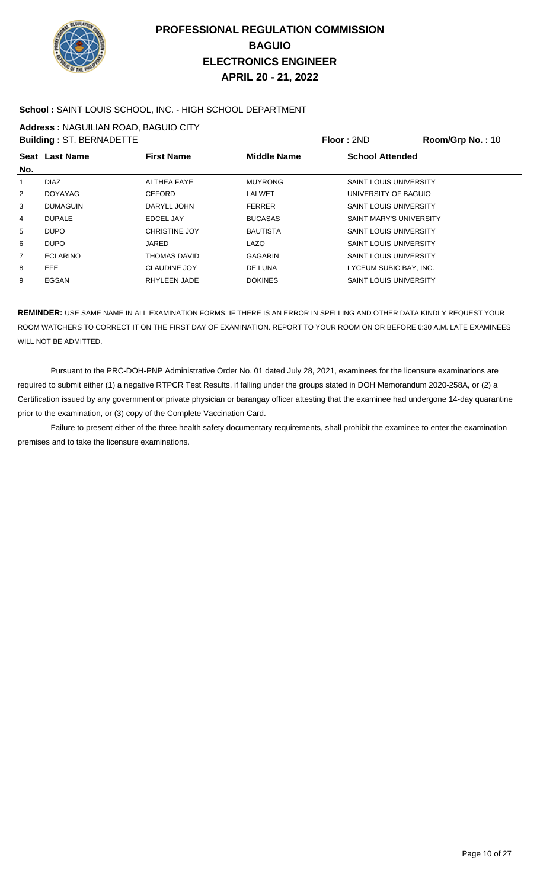# PROFESSIONAL REGULATION COMMISSION
# BAGUIO
# ELECTRONICS ENGINEER
# APRIL 20 - 21, 2022

**School :** SAINT LOUIS SCHOOL, INC. - HIGH SCHOOL DEPARTMENT

**Address :** NAGUILIAN ROAD, BAGUIO CITY

**Building :** ST. BERNADETTE **Floor :** 2ND **Room/Grp No. :** 10

| Seat No. | Last Name | First Name | Middle Name | School Attended |
|---|---|---|---|---|
| 1 | DIAZ | ALTHEA FAYE | MUYRONG | SAINT LOUIS UNIVERSITY |
| 2 | DOYAYAG | CEFORD | LALWET | UNIVERSITY OF BAGUIO |
| 3 | DUMAGUIN | DARYLL JOHN | FERRER | SAINT LOUIS UNIVERSITY |
| 4 | DUPALE | EDCEL JAY | BUCASAS | SAINT MARY'S UNIVERSITY |
| 5 | DUPO | CHRISTINE JOY | BAUTISTA | SAINT LOUIS UNIVERSITY |
| 6 | DUPO | JARED | LAZO | SAINT LOUIS UNIVERSITY |
| 7 | ECLARINO | THOMAS DAVID | GAGARIN | SAINT LOUIS UNIVERSITY |
| 8 | EFE | CLAUDINE JOY | DE LUNA | LYCEUM SUBIC BAY, INC. |
| 9 | EGSAN | RHYLEEN JADE | DOKINES | SAINT LOUIS UNIVERSITY |

**REMINDER:** USE SAME NAME IN ALL EXAMINATION FORMS. IF THERE IS AN ERROR IN SPELLING AND OTHER DATA KINDLY REQUEST YOUR ROOM WATCHERS TO CORRECT IT ON THE FIRST DAY OF EXAMINATION. REPORT TO YOUR ROOM ON OR BEFORE 6:30 A.M. LATE EXAMINEES WILL NOT BE ADMITTED.

Pursuant to the PRC-DOH-PNP Administrative Order No. 01 dated July 28, 2021, examinees for the licensure examinations are required to submit either (1) a negative RTPCR Test Results, if falling under the groups stated in DOH Memorandum 2020-258A, or (2) a Certification issued by any government or private physician or barangay officer attesting that the examinee had undergone 14-day quarantine prior to the examination, or (3) copy of the Complete Vaccination Card.

Failure to present either of the three health safety documentary requirements, shall prohibit the examinee to enter the examination premises and to take the licensure examinations.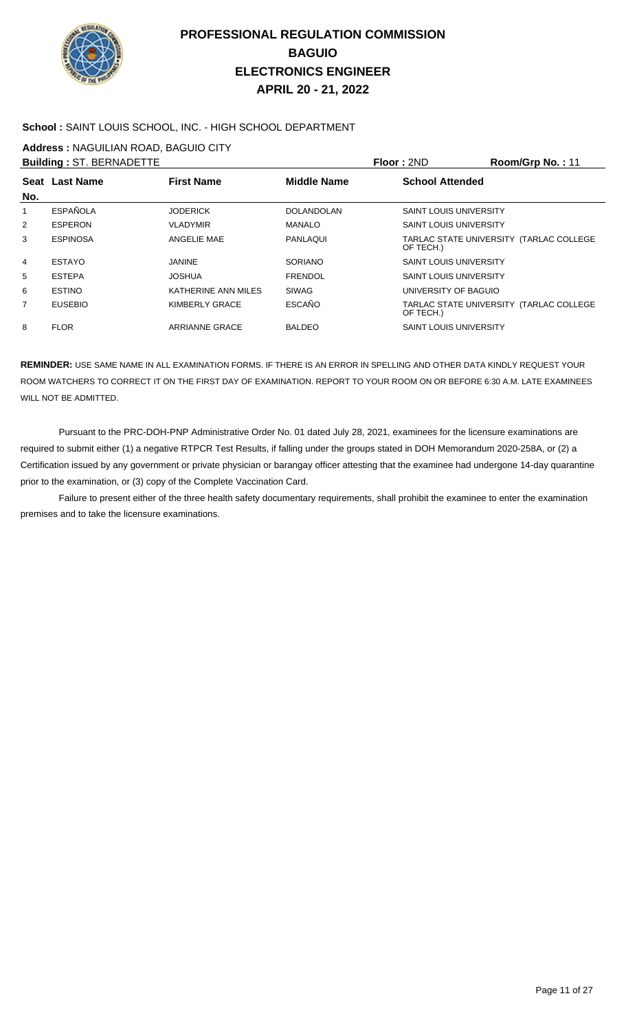# PROFESSIONAL REGULATION COMMISSION
## BAGUIO
## ELECTRONICS ENGINEER
## APRIL 20 - 21, 2022

**School :** SAINT LOUIS SCHOOL, INC. - HIGH SCHOOL DEPARTMENT

**Address :** NAGUILIAN ROAD, BAGUIO CITY

**Building :** ST. BERNADETTE **Floor :** 2ND **Room/Grp No. :** 11

| Seat No. | Last Name | First Name | Middle Name | School Attended |
|---|---|---|---|---|
| 1 | ESPAÑOLA | JODERICK | DOLANDOLAN | SAINT LOUIS UNIVERSITY |
| 2 | ESPERON | VLADYMIR | MANALO | SAINT LOUIS UNIVERSITY |
| 3 | ESPINOSA | ANGELIE MAE | PANLAQUI | TARLAC STATE UNIVERSITY (TARLAC COLLEGE OF TECH.) |
| 4 | ESTAYO | JANINE | SORIANO | SAINT LOUIS UNIVERSITY |
| 5 | ESTEPA | JOSHUA | FRENDOL | SAINT LOUIS UNIVERSITY |
| 6 | ESTINO | KATHERINE ANN MILES | SIWAG | UNIVERSITY OF BAGUIO |
| 7 | EUSEBIO | KIMBERLY GRACE | ESCAÑO | TARLAC STATE UNIVERSITY (TARLAC COLLEGE OF TECH.) |
| 8 | FLOR | ARRIANNE GRACE | BALDEO | SAINT LOUIS UNIVERSITY |

**REMINDER:** USE SAME NAME IN ALL EXAMINATION FORMS. IF THERE IS AN ERROR IN SPELLING AND OTHER DATA KINDLY REQUEST YOUR ROOM WATCHERS TO CORRECT IT ON THE FIRST DAY OF EXAMINATION. REPORT TO YOUR ROOM ON OR BEFORE 6:30 A.M. LATE EXAMINEES WILL NOT BE ADMITTED.

Pursuant to the PRC-DOH-PNP Administrative Order No. 01 dated July 28, 2021, examinees for the licensure examinations are required to submit either (1) a negative RTPCR Test Results, if falling under the groups stated in DOH Memorandum 2020-258A, or (2) a Certification issued by any government or private physician or barangay officer attesting that the examinee had undergone 14-day quarantine prior to the examination, or (3) copy of the Complete Vaccination Card.

Failure to present either of the three health safety documentary requirements, shall prohibit the examinee to enter the examination premises and to take the licensure examinations.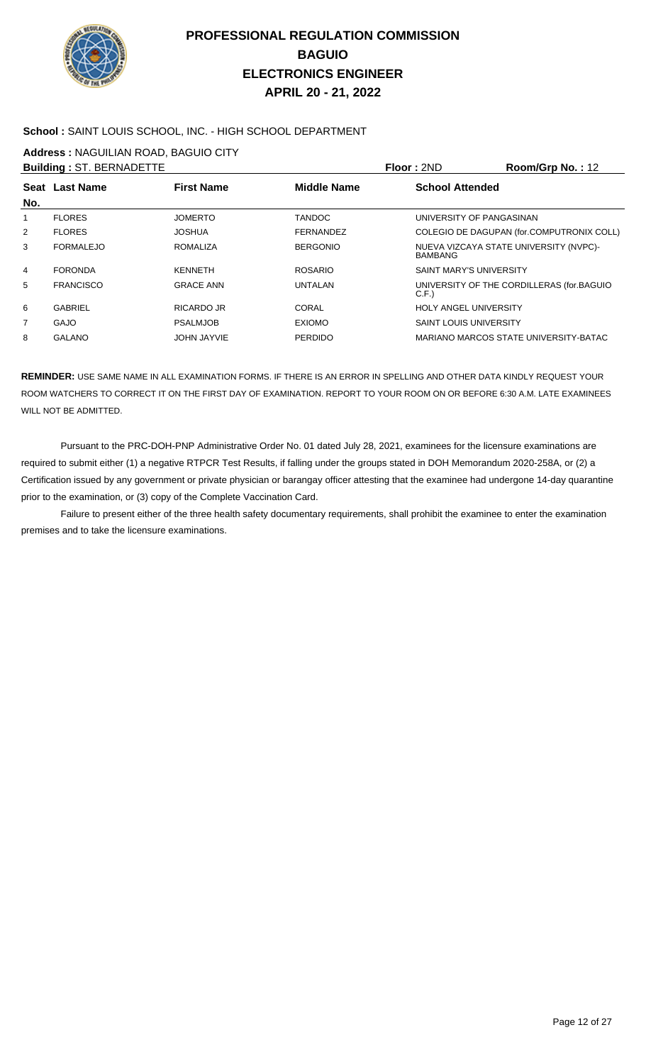# PROFESSIONAL REGULATION COMMISSION
# BAGUIO
# ELECTRONICS ENGINEER
# APRIL 20 - 21, 2022

**School :** SAINT LOUIS SCHOOL, INC. - HIGH SCHOOL DEPARTMENT

**Address :** NAGUILIAN ROAD, BAGUIO CITY

**Building :** ST. BERNADETTE　　**Floor :** 2ND　　**Room/Grp No. :** 12

| Seat No. | Last Name | First Name | Middle Name | School Attended |
|---|---|---|---|---|
| 1 | FLORES | JOMERTO | TANDOC | UNIVERSITY OF PANGASINAN |
| 2 | FLORES | JOSHUA | FERNANDEZ | COLEGIO DE DAGUPAN (for.COMPUTRONIX COLL) |
| 3 | FORMALEJO | ROMALIZA | BERGONIO | NUEVA VIZCAYA STATE UNIVERSITY (NVPC)-BAMBANG |
| 4 | FORONDA | KENNETH | ROSARIO | SAINT MARY'S UNIVERSITY |
| 5 | FRANCISCO | GRACE ANN | UNTALAN | UNIVERSITY OF THE CORDILLERAS (for.BAGUIO C.F.) |
| 6 | GABRIEL | RICARDO JR | CORAL | HOLY ANGEL UNIVERSITY |
| 7 | GAJO | PSALMJOB | EXIOMO | SAINT LOUIS UNIVERSITY |
| 8 | GALANO | JOHN JAYVIE | PERDIDO | MARIANO MARCOS STATE UNIVERSITY-BATAC |

**REMINDER:** USE SAME NAME IN ALL EXAMINATION FORMS. IF THERE IS AN ERROR IN SPELLING AND OTHER DATA KINDLY REQUEST YOUR ROOM WATCHERS TO CORRECT IT ON THE FIRST DAY OF EXAMINATION. REPORT TO YOUR ROOM ON OR BEFORE 6:30 A.M. LATE EXAMINEES WILL NOT BE ADMITTED.

Pursuant to the PRC-DOH-PNP Administrative Order No. 01 dated July 28, 2021, examinees for the licensure examinations are required to submit either (1) a negative RTPCR Test Results, if falling under the groups stated in DOH Memorandum 2020-258A, or (2) a Certification issued by any government or private physician or barangay officer attesting that the examinee had undergone 14-day quarantine prior to the examination, or (3) copy of the Complete Vaccination Card.

Failure to present either of the three health safety documentary requirements, shall prohibit the examinee to enter the examination premises and to take the licensure examinations.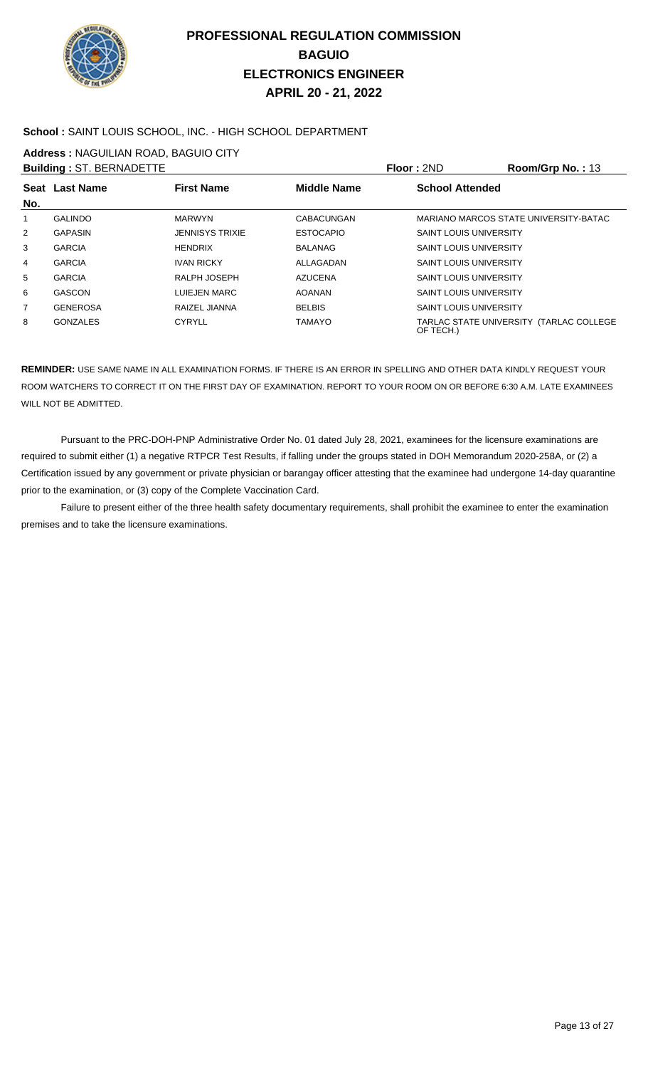# PROFESSIONAL REGULATION COMMISSION
# BAGUIO
# ELECTRONICS ENGINEER
# APRIL 20 - 21, 2022

**School :** SAINT LOUIS SCHOOL, INC. - HIGH SCHOOL DEPARTMENT

**Address :** NAGUILIAN ROAD, BAGUIO CITY

**Building :** ST. BERNADETTE **Floor :** 2ND **Room/Grp No. :** 13

| Seat No. | Last Name | First Name | Middle Name | School Attended |
|---|---|---|---|---|
| 1 | GALINDO | MARWYN | CABACUNGAN | MARIANO MARCOS STATE UNIVERSITY-BATAC |
| 2 | GAPASIN | JENNISYS TRIXIE | ESTOCAPIO | SAINT LOUIS UNIVERSITY |
| 3 | GARCIA | HENDRIX | BALANAG | SAINT LOUIS UNIVERSITY |
| 4 | GARCIA | IVAN RICKY | ALLAGADAN | SAINT LOUIS UNIVERSITY |
| 5 | GARCIA | RALPH JOSEPH | AZUCENA | SAINT LOUIS UNIVERSITY |
| 6 | GASCON | LUIEJEN MARC | AOANAN | SAINT LOUIS UNIVERSITY |
| 7 | GENEROSA | RAIZEL JIANNA | BELBIS | SAINT LOUIS UNIVERSITY |
| 8 | GONZALES | CYRYLL | TAMAYO | TARLAC STATE UNIVERSITY (TARLAC COLLEGE OF TECH.) |

**REMINDER:** USE SAME NAME IN ALL EXAMINATION FORMS. IF THERE IS AN ERROR IN SPELLING AND OTHER DATA KINDLY REQUEST YOUR ROOM WATCHERS TO CORRECT IT ON THE FIRST DAY OF EXAMINATION. REPORT TO YOUR ROOM ON OR BEFORE 6:30 A.M. LATE EXAMINEES WILL NOT BE ADMITTED.

Pursuant to the PRC-DOH-PNP Administrative Order No. 01 dated July 28, 2021, examinees for the licensure examinations are required to submit either (1) a negative RTPCR Test Results, if falling under the groups stated in DOH Memorandum 2020-258A, or (2) a Certification issued by any government or private physician or barangay officer attesting that the examinee had undergone 14-day quarantine prior to the examination, or (3) copy of the Complete Vaccination Card.

Failure to present either of the three health safety documentary requirements, shall prohibit the examinee to enter the examination premises and to take the licensure examinations.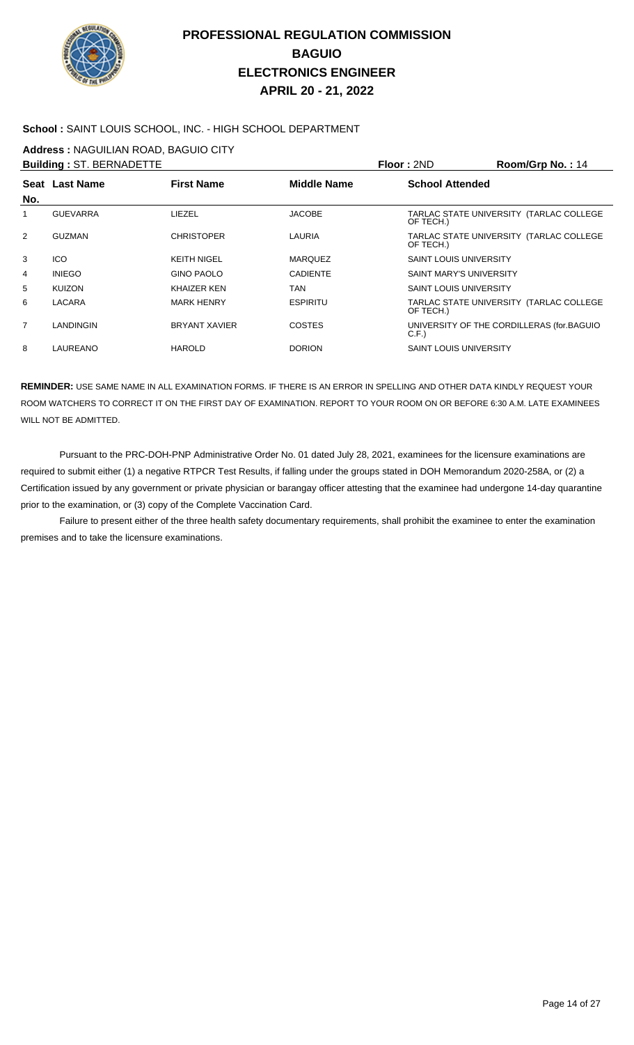# PROFESSIONAL REGULATION COMMISSION
## BAGUIO
## ELECTRONICS ENGINEER
## APRIL 20 - 21, 2022

**School :** SAINT LOUIS SCHOOL, INC. - HIGH SCHOOL DEPARTMENT

**Address :** NAGUILIAN ROAD, BAGUIO CITY

**Building :** ST. BERNADETTE **Floor :** 2ND **Room/Grp No. :** 14

| Seat No. | Last Name | First Name | Middle Name | School Attended |
|---|---|---|---|---|
| 1 | GUEVARRA | LIEZEL | JACOBE | TARLAC STATE UNIVERSITY (TARLAC COLLEGE OF TECH.) |
| 2 | GUZMAN | CHRISTOPER | LAURIA | TARLAC STATE UNIVERSITY (TARLAC COLLEGE OF TECH.) |
| 3 | ICO | KEITH NIGEL | MARQUEZ | SAINT LOUIS UNIVERSITY |
| 4 | INIEGO | GINO PAOLO | CADIENTE | SAINT MARY'S UNIVERSITY |
| 5 | KUIZON | KHAIZER KEN | TAN | SAINT LOUIS UNIVERSITY |
| 6 | LACARA | MARK HENRY | ESPIRITU | TARLAC STATE UNIVERSITY (TARLAC COLLEGE OF TECH.) |
| 7 | LANDINGIN | BRYANT XAVIER | COSTES | UNIVERSITY OF THE CORDILLERAS (for.BAGUIO C.F.) |
| 8 | LAUREANO | HAROLD | DORION | SAINT LOUIS UNIVERSITY |

**REMINDER:** USE SAME NAME IN ALL EXAMINATION FORMS. IF THERE IS AN ERROR IN SPELLING AND OTHER DATA KINDLY REQUEST YOUR ROOM WATCHERS TO CORRECT IT ON THE FIRST DAY OF EXAMINATION. REPORT TO YOUR ROOM ON OR BEFORE 6:30 A.M. LATE EXAMINEES WILL NOT BE ADMITTED.

Pursuant to the PRC-DOH-PNP Administrative Order No. 01 dated July 28, 2021, examinees for the licensure examinations are required to submit either (1) a negative RTPCR Test Results, if falling under the groups stated in DOH Memorandum 2020-258A, or (2) a Certification issued by any government or private physician or barangay officer attesting that the examinee had undergone 14-day quarantine prior to the examination, or (3) copy of the Complete Vaccination Card.

Failure to present either of the three health safety documentary requirements, shall prohibit the examinee to enter the examination premises and to take the licensure examinations.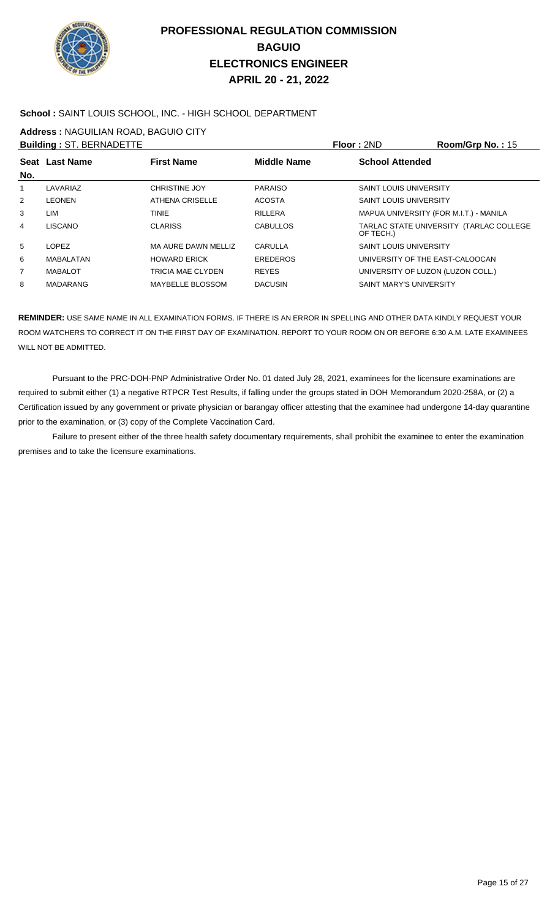# PROFESSIONAL REGULATION COMMISSION
# BAGUIO
# ELECTRONICS ENGINEER
# APRIL 20 - 21, 2022

**School :** SAINT LOUIS SCHOOL, INC. - HIGH SCHOOL DEPARTMENT

**Address :** NAGUILIAN ROAD, BAGUIO CITY

**Building :** ST. BERNADETTE **Floor :** 2ND **Room/Grp No. :** 15

| Seat No. | Last Name | First Name | Middle Name | School Attended |
|---|---|---|---|---|
| 1 | LAVARIAZ | CHRISTINE JOY | PARAISO | SAINT LOUIS UNIVERSITY |
| 2 | LEONEN | ATHENA CRISELLE | ACOSTA | SAINT LOUIS UNIVERSITY |
| 3 | LIM | TINIE | RILLERA | MAPUA UNIVERSITY (FOR M.I.T.) - MANILA |
| 4 | LISCANO | CLARISS | CABULLOS | TARLAC STATE UNIVERSITY (TARLAC COLLEGE OF TECH.) |
| 5 | LOPEZ | MA AURE DAWN MELLIZ | CARULLA | SAINT LOUIS UNIVERSITY |
| 6 | MABALATAN | HOWARD ERICK | EREDEROS | UNIVERSITY OF THE EAST-CALOOCAN |
| 7 | MABALOT | TRICIA MAE CLYDEN | REYES | UNIVERSITY OF LUZON (LUZON COLL.) |
| 8 | MADARANG | MAYBELLE BLOSSOM | DACUSIN | SAINT MARY'S UNIVERSITY |

**REMINDER:** USE SAME NAME IN ALL EXAMINATION FORMS. IF THERE IS AN ERROR IN SPELLING AND OTHER DATA KINDLY REQUEST YOUR ROOM WATCHERS TO CORRECT IT ON THE FIRST DAY OF EXAMINATION. REPORT TO YOUR ROOM ON OR BEFORE 6:30 A.M. LATE EXAMINEES WILL NOT BE ADMITTED.

Pursuant to the PRC-DOH-PNP Administrative Order No. 01 dated July 28, 2021, examinees for the licensure examinations are required to submit either (1) a negative RTPCR Test Results, if falling under the groups stated in DOH Memorandum 2020-258A, or (2) a Certification issued by any government or private physician or barangay officer attesting that the examinee had undergone 14-day quarantine prior to the examination, or (3) copy of the Complete Vaccination Card.

Failure to present either of the three health safety documentary requirements, shall prohibit the examinee to enter the examination premises and to take the licensure examinations.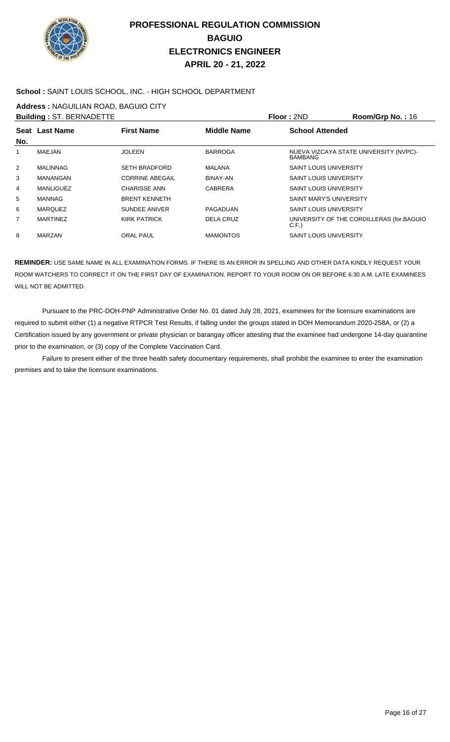# PROFESSIONAL REGULATION COMMISSION
## BAGUIO
## ELECTRONICS ENGINEER
## APRIL 20 - 21, 2022

**School :** SAINT LOUIS SCHOOL, INC. - HIGH SCHOOL DEPARTMENT

**Address :** NAGUILIAN ROAD, BAGUIO CITY

**Building :** ST. BERNADETTE　　**Floor :** 2ND　　**Room/Grp No. :** 16

| Seat No. | Last Name | First Name | Middle Name | School Attended |
|---|---|---|---|---|
| 1 | MAEJAN | JOLEEN | BARROGA | NUEVA VIZCAYA STATE UNIVERSITY (NVPC)-BAMBANG |
| 2 | MALINNAG | SETH BRADFORD | MALANA | SAINT LOUIS UNIVERSITY |
| 3 | MANANGAN | CORRINE ABEGAIL | BINAY-AN | SAINT LOUIS UNIVERSITY |
| 4 | MANLIGUEZ | CHARISSE ANN | CABRERA | SAINT LOUIS UNIVERSITY |
| 5 | MANNAG | BRENT KENNETH | | SAINT MARY'S UNIVERSITY |
| 6 | MARQUEZ | SUNDEE ANIVER | PAGADUAN | SAINT LOUIS UNIVERSITY |
| 7 | MARTINEZ | KIRK PATRICK | DELA CRUZ | UNIVERSITY OF THE CORDILLERAS (for.BAGUIO C.F.) |
| 8 | MARZAN | ORAL PAUL | MAMONTOS | SAINT LOUIS UNIVERSITY |

**REMINDER:** USE SAME NAME IN ALL EXAMINATION FORMS. IF THERE IS AN ERROR IN SPELLING AND OTHER DATA KINDLY REQUEST YOUR ROOM WATCHERS TO CORRECT IT ON THE FIRST DAY OF EXAMINATION. REPORT TO YOUR ROOM ON OR BEFORE 6:30 A.M. LATE EXAMINEES WILL NOT BE ADMITTED.

Pursuant to the PRC-DOH-PNP Administrative Order No. 01 dated July 28, 2021, examinees for the licensure examinations are required to submit either (1) a negative RTPCR Test Results, if falling under the groups stated in DOH Memorandum 2020-258A, or (2) a Certification issued by any government or private physician or barangay officer attesting that the examinee had undergone 14-day quarantine prior to the examination, or (3) copy of the Complete Vaccination Card.

Failure to present either of the three health safety documentary requirements, shall prohibit the examinee to enter the examination premises and to take the licensure examinations.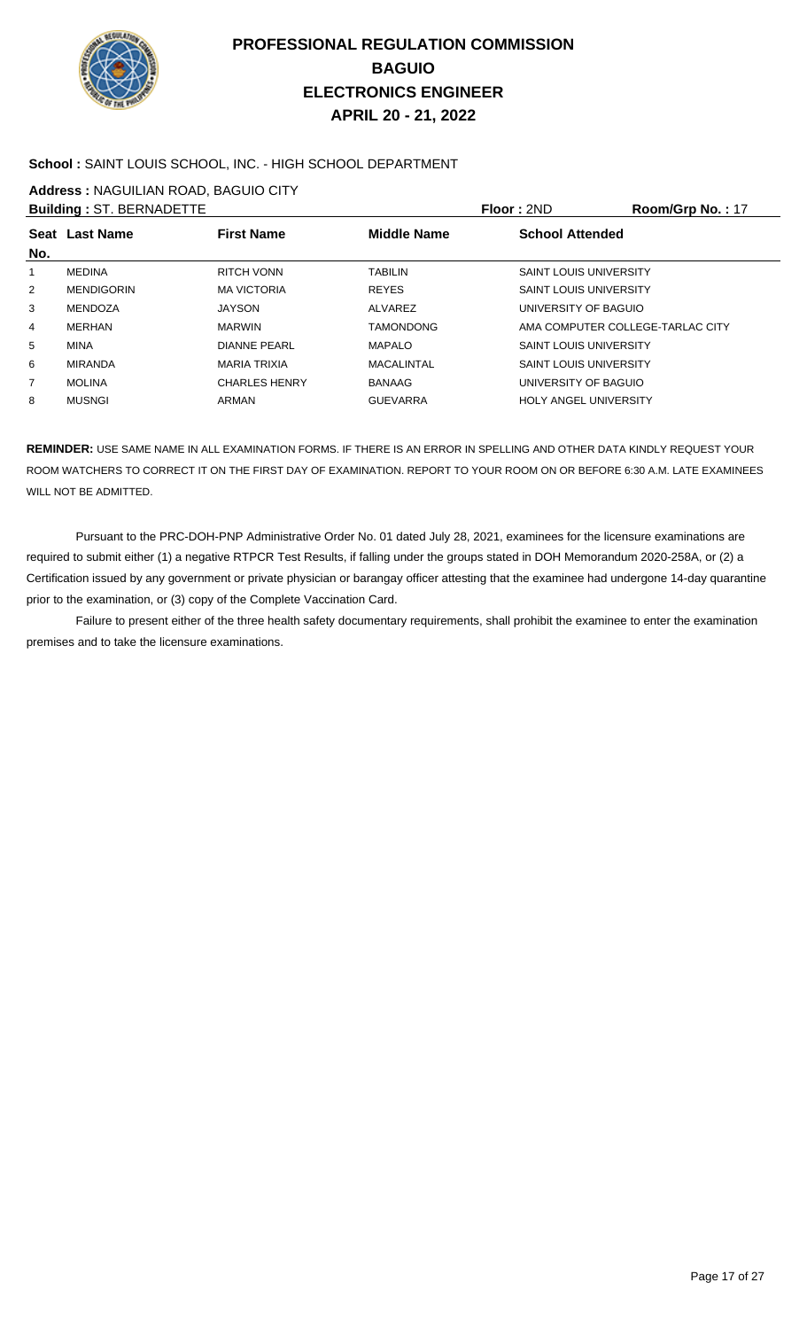# PROFESSIONAL REGULATION COMMISSION
## BAGUIO
## ELECTRONICS ENGINEER
## APRIL 20 - 21, 2022

**School :** SAINT LOUIS SCHOOL, INC. - HIGH SCHOOL DEPARTMENT

**Address :** NAGUILIAN ROAD, BAGUIO CITY

**Building :** ST. BERNADETTE **Floor :** 2ND **Room/Grp No. :** 17

| Seat No. | Last Name | First Name | Middle Name | School Attended |
|---|---|---|---|---|
| 1 | MEDINA | RITCH VONN | TABILIN | SAINT LOUIS UNIVERSITY |
| 2 | MENDIGORIN | MA VICTORIA | REYES | SAINT LOUIS UNIVERSITY |
| 3 | MENDOZA | JAYSON | ALVAREZ | UNIVERSITY OF BAGUIO |
| 4 | MERHAN | MARWIN | TAMONDONG | AMA COMPUTER COLLEGE-TARLAC CITY |
| 5 | MINA | DIANNE PEARL | MAPALO | SAINT LOUIS UNIVERSITY |
| 6 | MIRANDA | MARIA TRIXIA | MACALINTAL | SAINT LOUIS UNIVERSITY |
| 7 | MOLINA | CHARLES HENRY | BANAAG | UNIVERSITY OF BAGUIO |
| 8 | MUSNGI | ARMAN | GUEVARRA | HOLY ANGEL UNIVERSITY |

**REMINDER:** USE SAME NAME IN ALL EXAMINATION FORMS. IF THERE IS AN ERROR IN SPELLING AND OTHER DATA KINDLY REQUEST YOUR ROOM WATCHERS TO CORRECT IT ON THE FIRST DAY OF EXAMINATION. REPORT TO YOUR ROOM ON OR BEFORE 6:30 A.M. LATE EXAMINEES WILL NOT BE ADMITTED.

Pursuant to the PRC-DOH-PNP Administrative Order No. 01 dated July 28, 2021, examinees for the licensure examinations are required to submit either (1) a negative RTPCR Test Results, if falling under the groups stated in DOH Memorandum 2020-258A, or (2) a Certification issued by any government or private physician or barangay officer attesting that the examinee had undergone 14-day quarantine prior to the examination, or (3) copy of the Complete Vaccination Card.

Failure to present either of the three health safety documentary requirements, shall prohibit the examinee to enter the examination premises and to take the licensure examinations.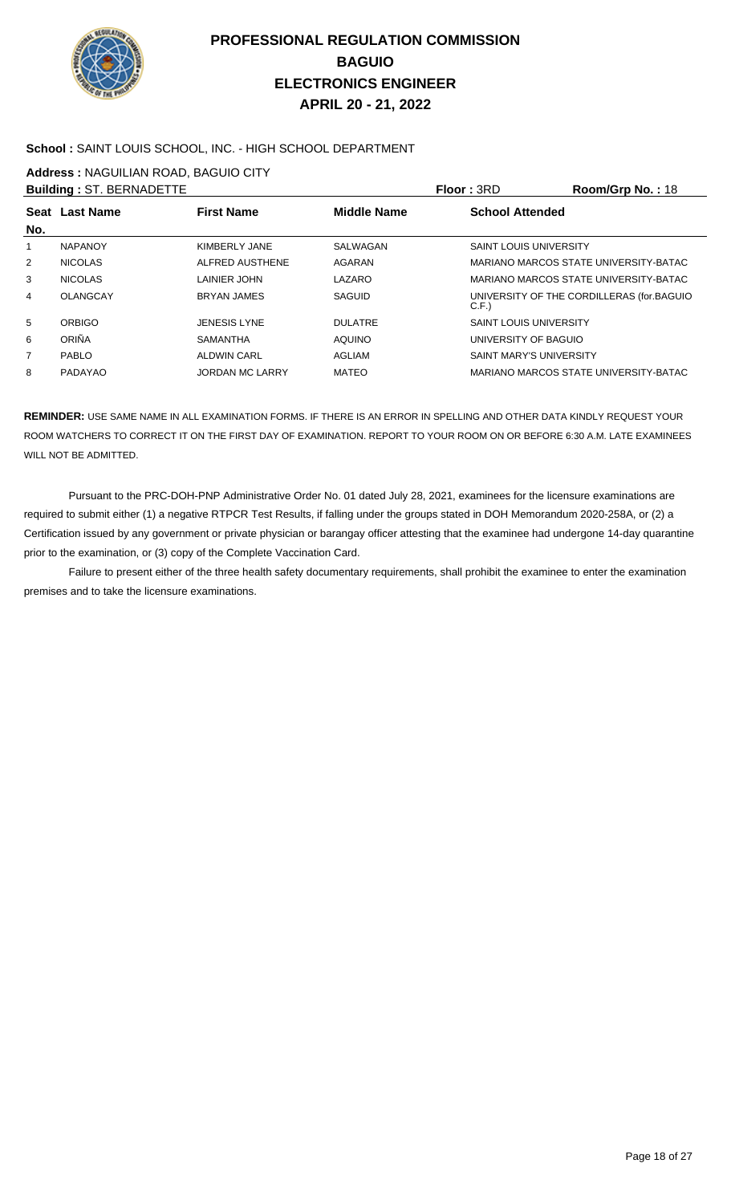# PROFESSIONAL REGULATION COMMISSION
## BAGUIO
## ELECTRONICS ENGINEER
## APRIL 20 - 21, 2022

**School :** SAINT LOUIS SCHOOL, INC. - HIGH SCHOOL DEPARTMENT

**Address :** NAGUILIAN ROAD, BAGUIO CITY

**Building :** ST. BERNADETTE | **Floor :** 3RD | **Room/Grp No. :** 18

| Seat No. | Last Name | First Name | Middle Name | School Attended |
|---|---|---|---|---|
| 1 | NAPANOY | KIMBERLY JANE | SALWAGAN | SAINT LOUIS UNIVERSITY |
| 2 | NICOLAS | ALFRED AUSTHENE | AGARAN | MARIANO MARCOS STATE UNIVERSITY-BATAC |
| 3 | NICOLAS | LAINIER JOHN | LAZARO | MARIANO MARCOS STATE UNIVERSITY-BATAC |
| 4 | OLANGCAY | BRYAN JAMES | SAGUID | UNIVERSITY OF THE CORDILLERAS (for.BAGUIO C.F.) |
| 5 | ORBIGO | JENESIS LYNE | DULATRE | SAINT LOUIS UNIVERSITY |
| 6 | ORIÑA | SAMANTHA | AQUINO | UNIVERSITY OF BAGUIO |
| 7 | PABLO | ALDWIN CARL | AGLIAM | SAINT MARY'S UNIVERSITY |
| 8 | PADAYAO | JORDAN MC LARRY | MATEO | MARIANO MARCOS STATE UNIVERSITY-BATAC |

**REMINDER:** USE SAME NAME IN ALL EXAMINATION FORMS. IF THERE IS AN ERROR IN SPELLING AND OTHER DATA KINDLY REQUEST YOUR ROOM WATCHERS TO CORRECT IT ON THE FIRST DAY OF EXAMINATION. REPORT TO YOUR ROOM ON OR BEFORE 6:30 A.M. LATE EXAMINEES WILL NOT BE ADMITTED.

Pursuant to the PRC-DOH-PNP Administrative Order No. 01 dated July 28, 2021, examinees for the licensure examinations are required to submit either (1) a negative RTPCR Test Results, if falling under the groups stated in DOH Memorandum 2020-258A, or (2) a Certification issued by any government or private physician or barangay officer attesting that the examinee had undergone 14-day quarantine prior to the examination, or (3) copy of the Complete Vaccination Card.

Failure to present either of the three health safety documentary requirements, shall prohibit the examinee to enter the examination premises and to take the licensure examinations.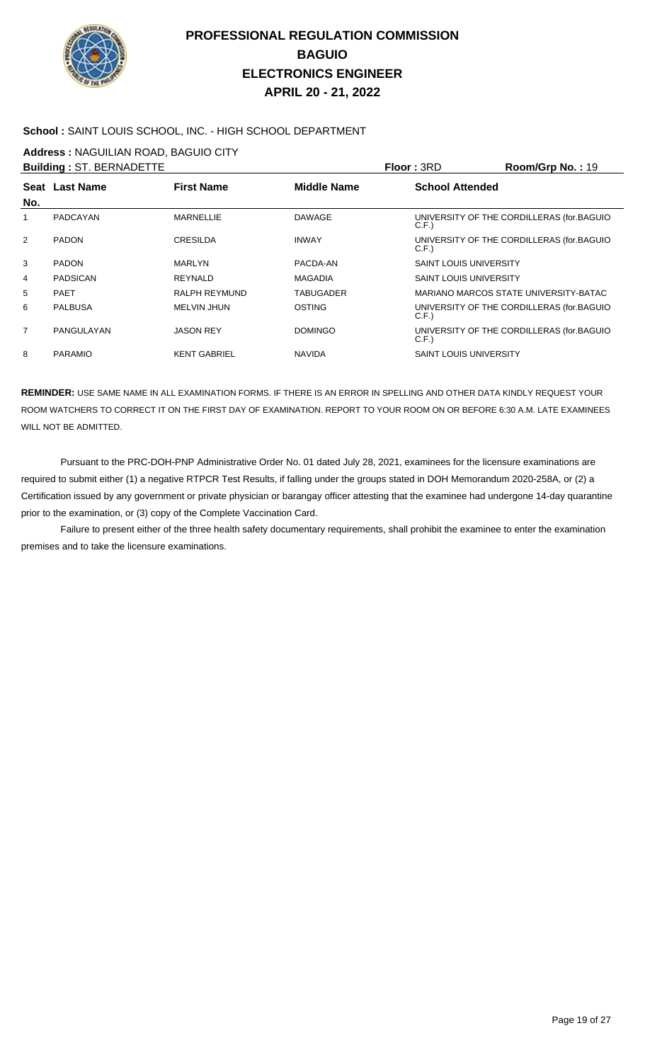# PROFESSIONAL REGULATION COMMISSION
## BAGUIO
## ELECTRONICS ENGINEER
## APRIL 20 - 21, 2022

**School :** SAINT LOUIS SCHOOL, INC. - HIGH SCHOOL DEPARTMENT

**Address :** NAGUILIAN ROAD, BAGUIO CITY

**Building :** ST. BERNADETTE | **Floor :** 3RD | **Room/Grp No. :** 19

| Seat No. | Last Name | First Name | Middle Name | School Attended |
|---|---|---|---|---|
| 1 | PADCAYAN | MARNELLIE | DAWAGE | UNIVERSITY OF THE CORDILLERAS (for.BAGUIO C.F.) |
| 2 | PADON | CRESILDA | INWAY | UNIVERSITY OF THE CORDILLERAS (for.BAGUIO C.F.) |
| 3 | PADON | MARLYN | PACDA-AN | SAINT LOUIS UNIVERSITY |
| 4 | PADSICAN | REYNALD | MAGADIA | SAINT LOUIS UNIVERSITY |
| 5 | PAET | RALPH REYMUND | TABUGADER | MARIANO MARCOS STATE UNIVERSITY-BATAC |
| 6 | PALBUSA | MELVIN JHUN | OSTING | UNIVERSITY OF THE CORDILLERAS (for.BAGUIO C.F.) |
| 7 | PANGULAYAN | JASON REY | DOMINGO | UNIVERSITY OF THE CORDILLERAS (for.BAGUIO C.F.) |
| 8 | PARAMIO | KENT GABRIEL | NAVIDA | SAINT LOUIS UNIVERSITY |

**REMINDER:** USE SAME NAME IN ALL EXAMINATION FORMS. IF THERE IS AN ERROR IN SPELLING AND OTHER DATA KINDLY REQUEST YOUR ROOM WATCHERS TO CORRECT IT ON THE FIRST DAY OF EXAMINATION. REPORT TO YOUR ROOM ON OR BEFORE 6:30 A.M. LATE EXAMINEES WILL NOT BE ADMITTED.

Pursuant to the PRC-DOH-PNP Administrative Order No. 01 dated July 28, 2021, examinees for the licensure examinations are required to submit either (1) a negative RTPCR Test Results, if falling under the groups stated in DOH Memorandum 2020-258A, or (2) a Certification issued by any government or private physician or barangay officer attesting that the examinee had undergone 14-day quarantine prior to the examination, or (3) copy of the Complete Vaccination Card.

Failure to present either of the three health safety documentary requirements, shall prohibit the examinee to enter the examination premises and to take the licensure examinations.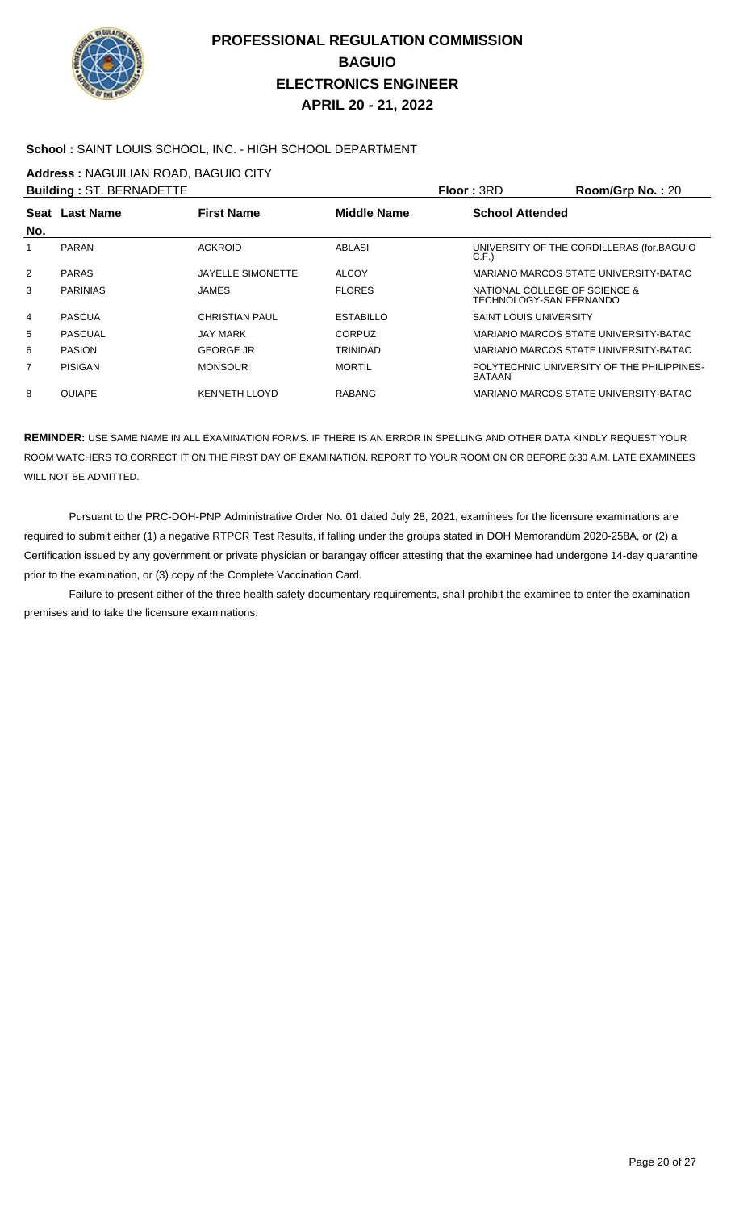# PROFESSIONAL REGULATION COMMISSION
## BAGUIO
## ELECTRONICS ENGINEER
## APRIL 20 - 21, 2022

**School :** SAINT LOUIS SCHOOL, INC. - HIGH SCHOOL DEPARTMENT

**Address :** NAGUILIAN ROAD, BAGUIO CITY

**Building :** ST. BERNADETTE **Floor :** 3RD **Room/Grp No. :** 20

| Seat No. | Last Name | First Name | Middle Name | School Attended |
|---|---|---|---|---|
| 1 | PARAN | ACKROID | ABLASI | UNIVERSITY OF THE CORDILLERAS (for.BAGUIO C.F.) |
| 2 | PARAS | JAYELLE SIMONETTE | ALCOY | MARIANO MARCOS STATE UNIVERSITY-BATAC |
| 3 | PARINIAS | JAMES | FLORES | NATIONAL COLLEGE OF SCIENCE & TECHNOLOGY-SAN FERNANDO |
| 4 | PASCUA | CHRISTIAN PAUL | ESTABILLO | SAINT LOUIS UNIVERSITY |
| 5 | PASCUAL | JAY MARK | CORPUZ | MARIANO MARCOS STATE UNIVERSITY-BATAC |
| 6 | PASION | GEORGE JR | TRINIDAD | MARIANO MARCOS STATE UNIVERSITY-BATAC |
| 7 | PISIGAN | MONSOUR | MORTIL | POLYTECHNIC UNIVERSITY OF THE PHILIPPINES-BATAAN |
| 8 | QUIAPE | KENNETH LLOYD | RABANG | MARIANO MARCOS STATE UNIVERSITY-BATAC |

**REMINDER:** USE SAME NAME IN ALL EXAMINATION FORMS. IF THERE IS AN ERROR IN SPELLING AND OTHER DATA KINDLY REQUEST YOUR ROOM WATCHERS TO CORRECT IT ON THE FIRST DAY OF EXAMINATION. REPORT TO YOUR ROOM ON OR BEFORE 6:30 A.M. LATE EXAMINEES WILL NOT BE ADMITTED.

Pursuant to the PRC-DOH-PNP Administrative Order No. 01 dated July 28, 2021, examinees for the licensure examinations are required to submit either (1) a negative RTPCR Test Results, if falling under the groups stated in DOH Memorandum 2020-258A, or (2) a Certification issued by any government or private physician or barangay officer attesting that the examinee had undergone 14-day quarantine prior to the examination, or (3) copy of the Complete Vaccination Card.

Failure to present either of the three health safety documentary requirements, shall prohibit the examinee to enter the examination premises and to take the licensure examinations.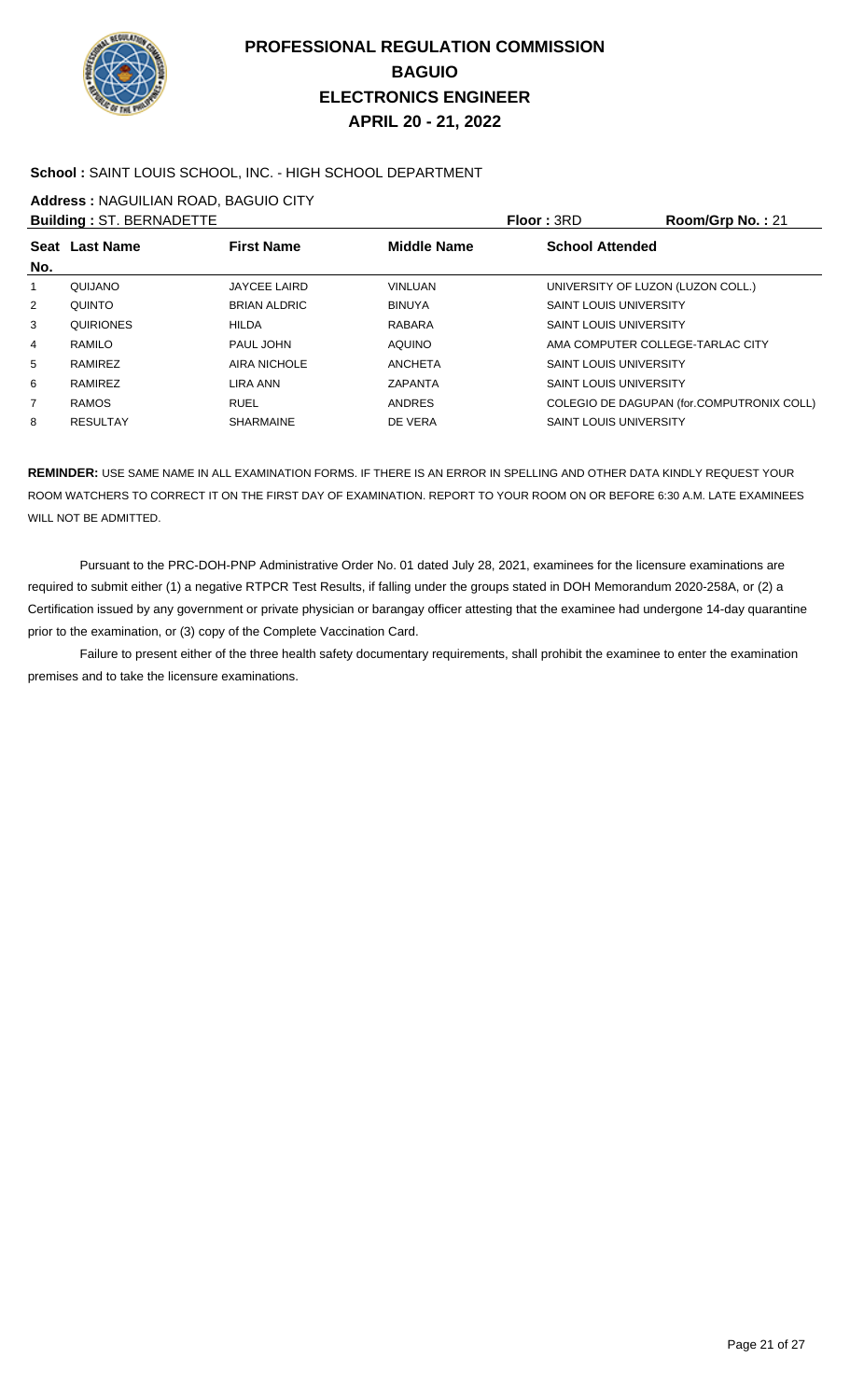# PROFESSIONAL REGULATION COMMISSION
## BAGUIO
## ELECTRONICS ENGINEER
## APRIL 20 - 21, 2022

**School :** SAINT LOUIS SCHOOL, INC. - HIGH SCHOOL DEPARTMENT

**Address :** NAGUILIAN ROAD, BAGUIO CITY

**Building :** ST. BERNADETTE **Floor :** 3RD **Room/Grp No. :** 21

| Seat No. | Last Name | First Name | Middle Name | School Attended |
|---|---|---|---|---|
| 1 | QUIJANO | JAYCEE LAIRD | VINLUAN | UNIVERSITY OF LUZON (LUZON COLL.) |
| 2 | QUINTO | BRIAN ALDRIC | BINUYA | SAINT LOUIS UNIVERSITY |
| 3 | QUIRIONES | HILDA | RABARA | SAINT LOUIS UNIVERSITY |
| 4 | RAMILO | PAUL JOHN | AQUINO | AMA COMPUTER COLLEGE-TARLAC CITY |
| 5 | RAMIREZ | AIRA NICHOLE | ANCHETA | SAINT LOUIS UNIVERSITY |
| 6 | RAMIREZ | LIRA ANN | ZAPANTA | SAINT LOUIS UNIVERSITY |
| 7 | RAMOS | RUEL | ANDRES | COLEGIO DE DAGUPAN (for.COMPUTRONIX COLL) |
| 8 | RESULTAY | SHARMAINE | DE VERA | SAINT LOUIS UNIVERSITY |

**REMINDER:** USE SAME NAME IN ALL EXAMINATION FORMS. IF THERE IS AN ERROR IN SPELLING AND OTHER DATA KINDLY REQUEST YOUR ROOM WATCHERS TO CORRECT IT ON THE FIRST DAY OF EXAMINATION. REPORT TO YOUR ROOM ON OR BEFORE 6:30 A.M. LATE EXAMINEES WILL NOT BE ADMITTED.

Pursuant to the PRC-DOH-PNP Administrative Order No. 01 dated July 28, 2021, examinees for the licensure examinations are required to submit either (1) a negative RTPCR Test Results, if falling under the groups stated in DOH Memorandum 2020-258A, or (2) a Certification issued by any government or private physician or barangay officer attesting that the examinee had undergone 14-day quarantine prior to the examination, or (3) copy of the Complete Vaccination Card.

Failure to present either of the three health safety documentary requirements, shall prohibit the examinee to enter the examination premises and to take the licensure examinations.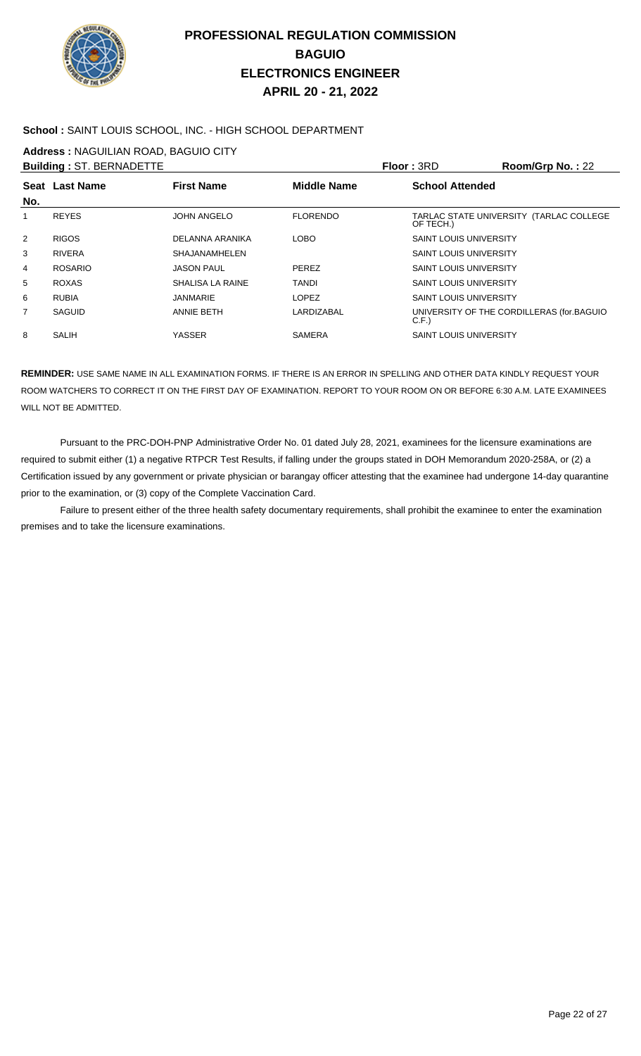# PROFESSIONAL REGULATION COMMISSION
## BAGUIO
## ELECTRONICS ENGINEER
## APRIL 20 - 21, 2022

**School :** SAINT LOUIS SCHOOL, INC. - HIGH SCHOOL DEPARTMENT

**Address :** NAGUILIAN ROAD, BAGUIO CITY

**Building :** ST. BERNADETTE **Floor :** 3RD **Room/Grp No. :** 22

| Seat No. | Last Name | First Name | Middle Name | School Attended |
|---|---|---|---|---|
| 1 | REYES | JOHN ANGELO | FLORENDO | TARLAC STATE UNIVERSITY (TARLAC COLLEGE OF TECH.) |
| 2 | RIGOS | DELANNA ARANIKA | LOBO | SAINT LOUIS UNIVERSITY |
| 3 | RIVERA | SHAJANAMHELEN | | SAINT LOUIS UNIVERSITY |
| 4 | ROSARIO | JASON PAUL | PEREZ | SAINT LOUIS UNIVERSITY |
| 5 | ROXAS | SHALISA LA RAINE | TANDI | SAINT LOUIS UNIVERSITY |
| 6 | RUBIA | JANMARIE | LOPEZ | SAINT LOUIS UNIVERSITY |
| 7 | SAGUID | ANNIE BETH | LARDIZABAL | UNIVERSITY OF THE CORDILLERAS (for.BAGUIO C.F.) |
| 8 | SALIH | YASSER | SAMERA | SAINT LOUIS UNIVERSITY |

**REMINDER:** USE SAME NAME IN ALL EXAMINATION FORMS. IF THERE IS AN ERROR IN SPELLING AND OTHER DATA KINDLY REQUEST YOUR ROOM WATCHERS TO CORRECT IT ON THE FIRST DAY OF EXAMINATION. REPORT TO YOUR ROOM ON OR BEFORE 6:30 A.M. LATE EXAMINEES WILL NOT BE ADMITTED.

Pursuant to the PRC-DOH-PNP Administrative Order No. 01 dated July 28, 2021, examinees for the licensure examinations are required to submit either (1) a negative RTPCR Test Results, if falling under the groups stated in DOH Memorandum 2020-258A, or (2) a Certification issued by any government or private physician or barangay officer attesting that the examinee had undergone 14-day quarantine prior to the examination, or (3) copy of the Complete Vaccination Card.

Failure to present either of the three health safety documentary requirements, shall prohibit the examinee to enter the examination premises and to take the licensure examinations.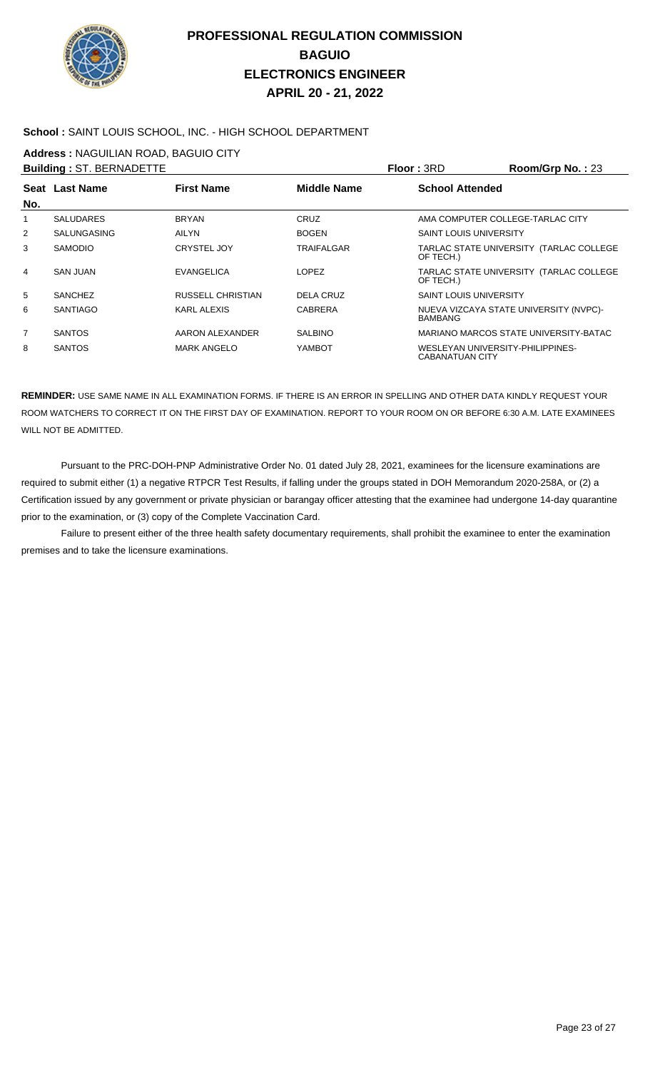# PROFESSIONAL REGULATION COMMISSION
## BAGUIO
## ELECTRONICS ENGINEER
## APRIL 20 - 21, 2022

**School :** SAINT LOUIS SCHOOL, INC. - HIGH SCHOOL DEPARTMENT

**Address :** NAGUILIAN ROAD, BAGUIO CITY

**Building :** ST. BERNADETTE **Floor :** 3RD **Room/Grp No. :** 23

| Seat No. | Last Name | First Name | Middle Name | School Attended |
|---|---|---|---|---|
| 1 | SALUDARES | BRYAN | CRUZ | AMA COMPUTER COLLEGE-TARLAC CITY |
| 2 | SALUNGASING | AILYN | BOGEN | SAINT LOUIS UNIVERSITY |
| 3 | SAMODIO | CRYSTEL JOY | TRAIFALGAR | TARLAC STATE UNIVERSITY (TARLAC COLLEGE OF TECH.) |
| 4 | SAN JUAN | EVANGELICA | LOPEZ | TARLAC STATE UNIVERSITY (TARLAC COLLEGE OF TECH.) |
| 5 | SANCHEZ | RUSSELL CHRISTIAN | DELA CRUZ | SAINT LOUIS UNIVERSITY |
| 6 | SANTIAGO | KARL ALEXIS | CABRERA | NUEVA VIZCAYA STATE UNIVERSITY (NVPC)-BAMBANG |
| 7 | SANTOS | AARON ALEXANDER | SALBINO | MARIANO MARCOS STATE UNIVERSITY-BATAC |
| 8 | SANTOS | MARK ANGELO | YAMBOT | WESLEYAN UNIVERSITY-PHILIPPINES-CABANATUAN CITY |

**REMINDER:** USE SAME NAME IN ALL EXAMINATION FORMS. IF THERE IS AN ERROR IN SPELLING AND OTHER DATA KINDLY REQUEST YOUR ROOM WATCHERS TO CORRECT IT ON THE FIRST DAY OF EXAMINATION. REPORT TO YOUR ROOM ON OR BEFORE 6:30 A.M. LATE EXAMINEES WILL NOT BE ADMITTED.

Pursuant to the PRC-DOH-PNP Administrative Order No. 01 dated July 28, 2021, examinees for the licensure examinations are required to submit either (1) a negative RTPCR Test Results, if falling under the groups stated in DOH Memorandum 2020-258A, or (2) a Certification issued by any government or private physician or barangay officer attesting that the examinee had undergone 14-day quarantine prior to the examination, or (3) copy of the Complete Vaccination Card.

Failure to present either of the three health safety documentary requirements, shall prohibit the examinee to enter the examination premises and to take the licensure examinations.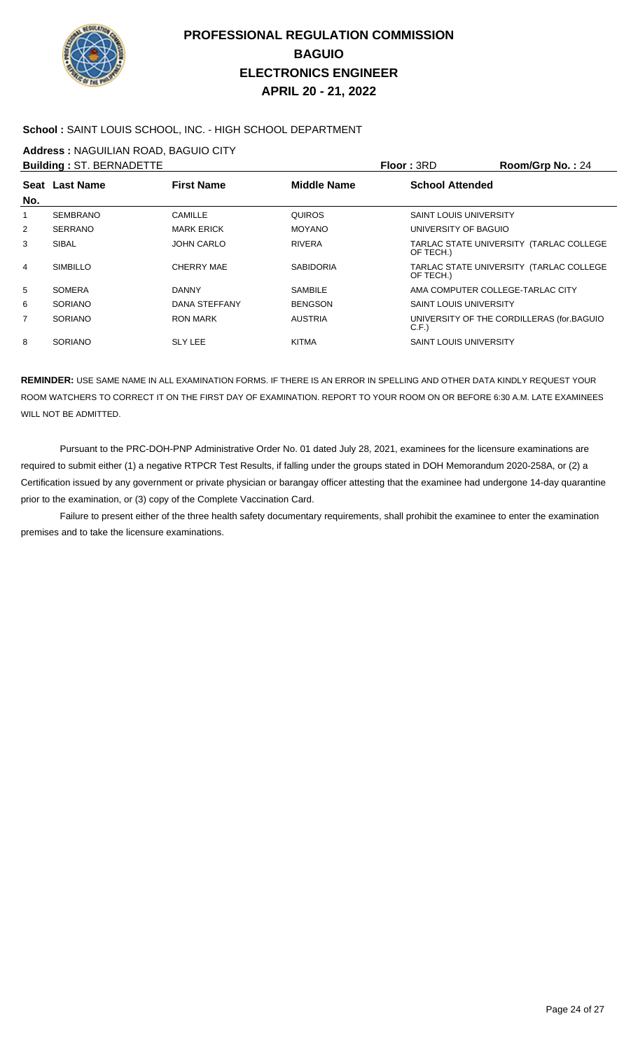# PROFESSIONAL REGULATION COMMISSION
# BAGUIO
# ELECTRONICS ENGINEER
# APRIL 20 - 21, 2022

**School :** SAINT LOUIS SCHOOL, INC. - HIGH SCHOOL DEPARTMENT

**Address :** NAGUILIAN ROAD, BAGUIO CITY

**Building :** ST. BERNADETTE　　**Floor :** 3RD　　**Room/Grp No. :** 24

| Seat No. | Last Name | First Name | Middle Name | School Attended |
|---|---|---|---|---|
| 1 | SEMBRANO | CAMILLE | QUIROS | SAINT LOUIS UNIVERSITY |
| 2 | SERRANO | MARK ERICK | MOYANO | UNIVERSITY OF BAGUIO |
| 3 | SIBAL | JOHN CARLO | RIVERA | TARLAC STATE UNIVERSITY (TARLAC COLLEGE OF TECH.) |
| 4 | SIMBILLO | CHERRY MAE | SABIDORIA | TARLAC STATE UNIVERSITY (TARLAC COLLEGE OF TECH.) |
| 5 | SOMERA | DANNY | SAMBILE | AMA COMPUTER COLLEGE-TARLAC CITY |
| 6 | SORIANO | DANA STEFFANY | BENGSON | SAINT LOUIS UNIVERSITY |
| 7 | SORIANO | RON MARK | AUSTRIA | UNIVERSITY OF THE CORDILLERAS (for.BAGUIO C.F.) |
| 8 | SORIANO | SLY LEE | KITMA | SAINT LOUIS UNIVERSITY |

**REMINDER:** USE SAME NAME IN ALL EXAMINATION FORMS. IF THERE IS AN ERROR IN SPELLING AND OTHER DATA KINDLY REQUEST YOUR ROOM WATCHERS TO CORRECT IT ON THE FIRST DAY OF EXAMINATION. REPORT TO YOUR ROOM ON OR BEFORE 6:30 A.M. LATE EXAMINEES WILL NOT BE ADMITTED.

Pursuant to the PRC-DOH-PNP Administrative Order No. 01 dated July 28, 2021, examinees for the licensure examinations are required to submit either (1) a negative RTPCR Test Results, if falling under the groups stated in DOH Memorandum 2020-258A, or (2) a Certification issued by any government or private physician or barangay officer attesting that the examinee had undergone 14-day quarantine prior to the examination, or (3) copy of the Complete Vaccination Card.

Failure to present either of the three health safety documentary requirements, shall prohibit the examinee to enter the examination premises and to take the licensure examinations.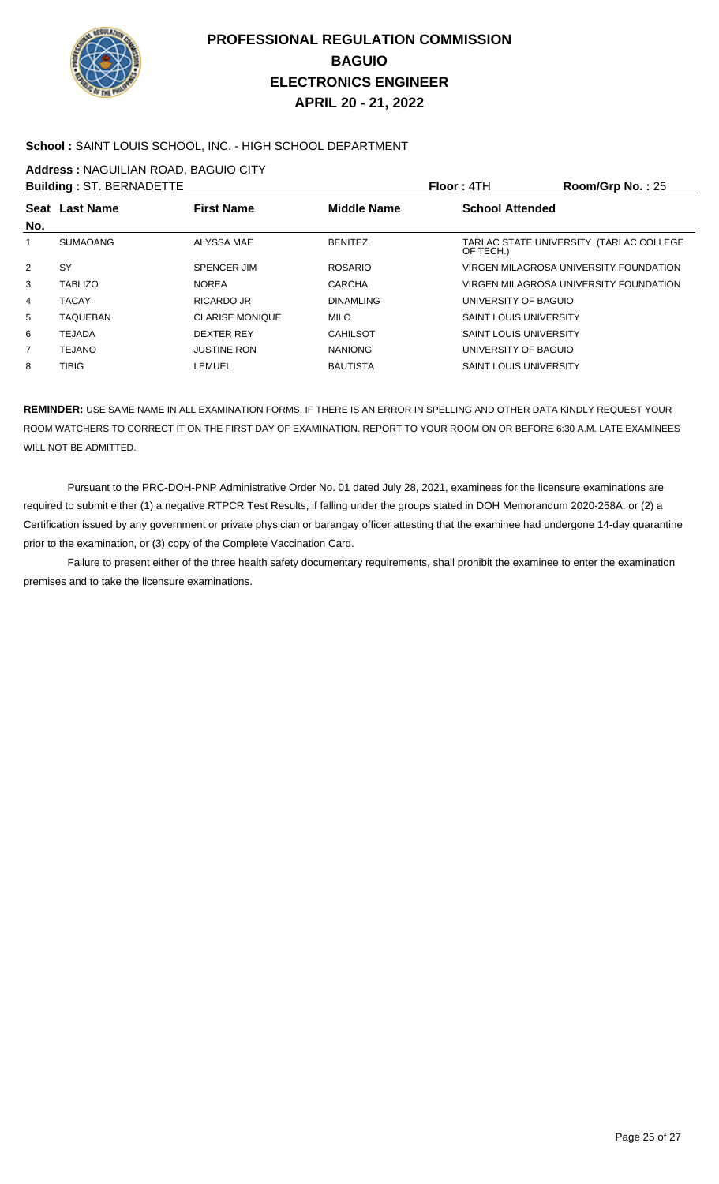# PROFESSIONAL REGULATION COMMISSION
## BAGUIO
## ELECTRONICS ENGINEER
## APRIL 20 - 21, 2022

**School :** SAINT LOUIS SCHOOL, INC. - HIGH SCHOOL DEPARTMENT

**Address :** NAGUILIAN ROAD, BAGUIO CITY

**Building :** ST. BERNADETTE **Floor :** 4TH **Room/Grp No. :** 25

| Seat No. | Last Name | First Name | Middle Name | School Attended |
|---|---|---|---|---|
| 1 | SUMAOANG | ALYSSA MAE | BENITEZ | TARLAC STATE UNIVERSITY (TARLAC COLLEGE OF TECH.) |
| 2 | SY | SPENCER JIM | ROSARIO | VIRGEN MILAGROSA UNIVERSITY FOUNDATION |
| 3 | TABLIZO | NOREA | CARCHA | VIRGEN MILAGROSA UNIVERSITY FOUNDATION |
| 4 | TACAY | RICARDO JR | DINAMLING | UNIVERSITY OF BAGUIO |
| 5 | TAQUEBAN | CLARISE MONIQUE | MILO | SAINT LOUIS UNIVERSITY |
| 6 | TEJADA | DEXTER REY | CAHILSOT | SAINT LOUIS UNIVERSITY |
| 7 | TEJANO | JUSTINE RON | NANIONG | UNIVERSITY OF BAGUIO |
| 8 | TIBIG | LEMUEL | BAUTISTA | SAINT LOUIS UNIVERSITY |

**REMINDER:** USE SAME NAME IN ALL EXAMINATION FORMS. IF THERE IS AN ERROR IN SPELLING AND OTHER DATA KINDLY REQUEST YOUR ROOM WATCHERS TO CORRECT IT ON THE FIRST DAY OF EXAMINATION. REPORT TO YOUR ROOM ON OR BEFORE 6:30 A.M. LATE EXAMINEES WILL NOT BE ADMITTED.

Pursuant to the PRC-DOH-PNP Administrative Order No. 01 dated July 28, 2021, examinees for the licensure examinations are required to submit either (1) a negative RTPCR Test Results, if falling under the groups stated in DOH Memorandum 2020-258A, or (2) a Certification issued by any government or private physician or barangay officer attesting that the examinee had undergone 14-day quarantine prior to the examination, or (3) copy of the Complete Vaccination Card.

Failure to present either of the three health safety documentary requirements, shall prohibit the examinee to enter the examination premises and to take the licensure examinations.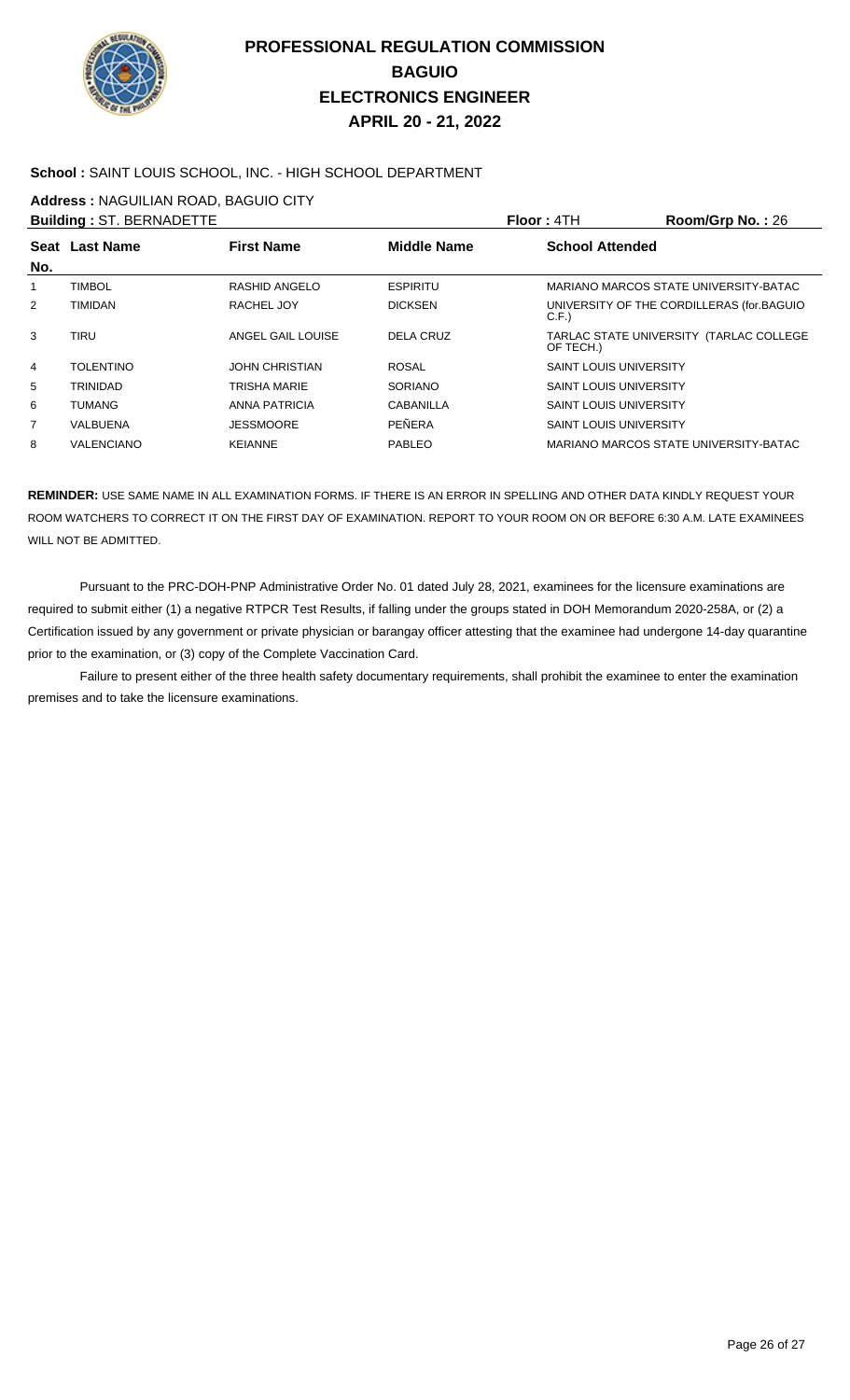# PROFESSIONAL REGULATION COMMISSION
## BAGUIO
## ELECTRONICS ENGINEER
## APRIL 20 - 21, 2022

**School :** SAINT LOUIS SCHOOL, INC. - HIGH SCHOOL DEPARTMENT

**Address :** NAGUILIAN ROAD, BAGUIO CITY

**Building :** ST. BERNADETTE **Floor :** 4TH **Room/Grp No. :** 26

| Seat No. | Last Name | First Name | Middle Name | School Attended |
|---|---|---|---|---|
| 1 | TIMBOL | RASHID ANGELO | ESPIRITU | MARIANO MARCOS STATE UNIVERSITY-BATAC |
| 2 | TIMIDAN | RACHEL JOY | DICKSEN | UNIVERSITY OF THE CORDILLERAS (for.BAGUIO C.F.) |
| 3 | TIRU | ANGEL GAIL LOUISE | DELA CRUZ | TARLAC STATE UNIVERSITY (TARLAC COLLEGE OF TECH.) |
| 4 | TOLENTINO | JOHN CHRISTIAN | ROSAL | SAINT LOUIS UNIVERSITY |
| 5 | TRINIDAD | TRISHA MARIE | SORIANO | SAINT LOUIS UNIVERSITY |
| 6 | TUMANG | ANNA PATRICIA | CABANILLA | SAINT LOUIS UNIVERSITY |
| 7 | VALBUENA | JESSMOORE | PEÑERA | SAINT LOUIS UNIVERSITY |
| 8 | VALENCIANO | KEIANNE | PABLEO | MARIANO MARCOS STATE UNIVERSITY-BATAC |

**REMINDER:** USE SAME NAME IN ALL EXAMINATION FORMS. IF THERE IS AN ERROR IN SPELLING AND OTHER DATA KINDLY REQUEST YOUR ROOM WATCHERS TO CORRECT IT ON THE FIRST DAY OF EXAMINATION. REPORT TO YOUR ROOM ON OR BEFORE 6:30 A.M. LATE EXAMINEES WILL NOT BE ADMITTED.

Pursuant to the PRC-DOH-PNP Administrative Order No. 01 dated July 28, 2021, examinees for the licensure examinations are required to submit either (1) a negative RTPCR Test Results, if falling under the groups stated in DOH Memorandum 2020-258A, or (2) a Certification issued by any government or private physician or barangay officer attesting that the examinee had undergone 14-day quarantine prior to the examination, or (3) copy of the Complete Vaccination Card.

Failure to present either of the three health safety documentary requirements, shall prohibit the examinee to enter the examination premises and to take the licensure examinations.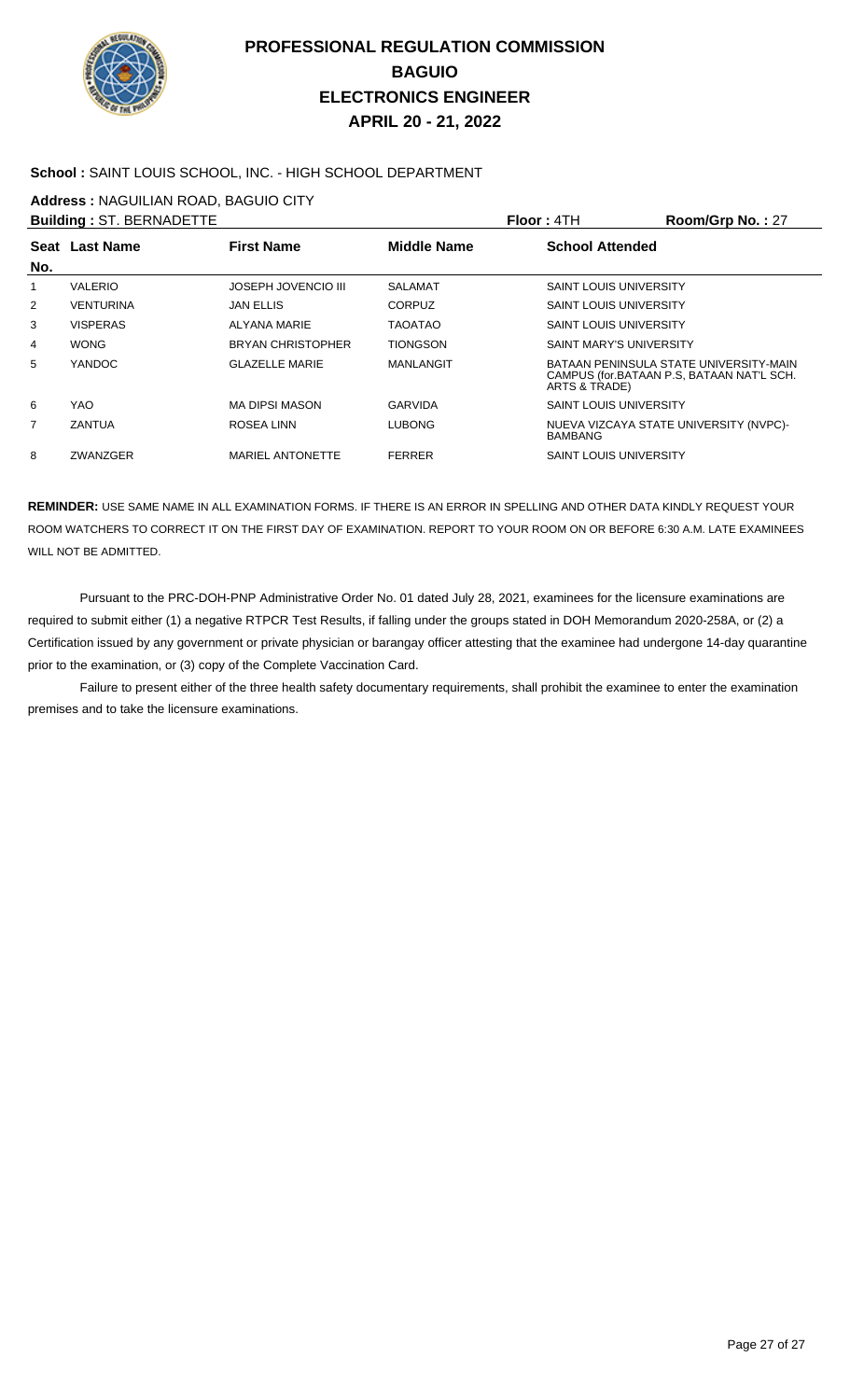# PROFESSIONAL REGULATION COMMISSION
# BAGUIO
# ELECTRONICS ENGINEER
# APRIL 20 - 21, 2022

**School :** SAINT LOUIS SCHOOL, INC. - HIGH SCHOOL DEPARTMENT

**Address :** NAGUILIAN ROAD, BAGUIO CITY

**Building :** ST. BERNADETTE **Floor :** 4TH **Room/Grp No. :** 27

| Seat No. | Last Name | First Name | Middle Name | School Attended |
|---|---|---|---|---|
| 1 | VALERIO | JOSEPH JOVENCIO III | SALAMAT | SAINT LOUIS UNIVERSITY |
| 2 | VENTURINA | JAN ELLIS | CORPUZ | SAINT LOUIS UNIVERSITY |
| 3 | VISPERAS | ALYANA MARIE | TAOATAO | SAINT LOUIS UNIVERSITY |
| 4 | WONG | BRYAN CHRISTOPHER | TIONGSON | SAINT MARY'S UNIVERSITY |
| 5 | YANDOC | GLAZELLE MARIE | MANLANGIT | BATAAN PENINSULA STATE UNIVERSITY-MAIN CAMPUS (for.BATAAN P.S, BATAAN NAT'L SCH. ARTS & TRADE) |
| 6 | YAO | MA DIPSI MASON | GARVIDA | SAINT LOUIS UNIVERSITY |
| 7 | ZANTUA | ROSEA LINN | LUBONG | NUEVA VIZCAYA STATE UNIVERSITY (NVPC)-BAMBANG |
| 8 | ZWANZGER | MARIEL ANTONETTE | FERRER | SAINT LOUIS UNIVERSITY |

**REMINDER:** USE SAME NAME IN ALL EXAMINATION FORMS. IF THERE IS AN ERROR IN SPELLING AND OTHER DATA KINDLY REQUEST YOUR ROOM WATCHERS TO CORRECT IT ON THE FIRST DAY OF EXAMINATION. REPORT TO YOUR ROOM ON OR BEFORE 6:30 A.M. LATE EXAMINEES WILL NOT BE ADMITTED.

Pursuant to the PRC-DOH-PNP Administrative Order No. 01 dated July 28, 2021, examinees for the licensure examinations are required to submit either (1) a negative RTPCR Test Results, if falling under the groups stated in DOH Memorandum 2020-258A, or (2) a Certification issued by any government or private physician or barangay officer attesting that the examinee had undergone 14-day quarantine prior to the examination, or (3) copy of the Complete Vaccination Card.

Failure to present either of the three health safety documentary requirements, shall prohibit the examinee to enter the examination premises and to take the licensure examinations.